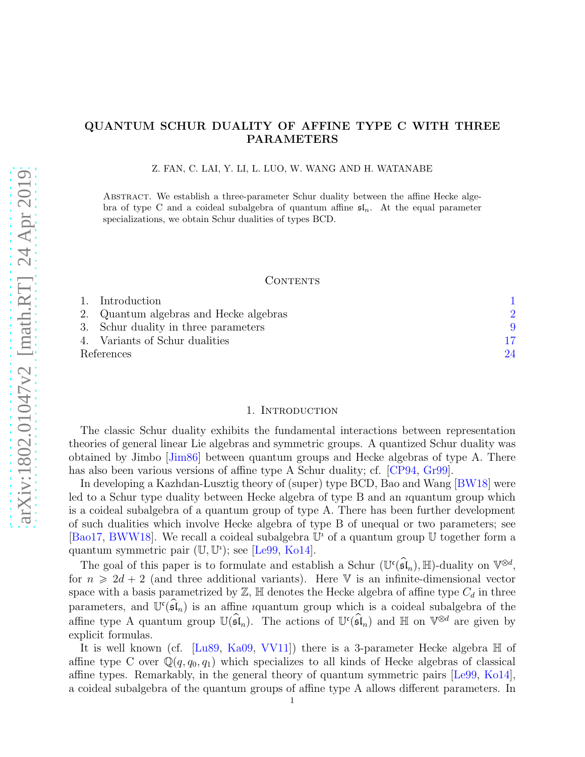# QUANTUM SCHUR DUALITY OF AFFINE TYPE C WITH THREE PARAMETERS

Z. FAN, C. LAI, Y. LI, L. LUO, W. WANG AND H. WATANABE

Abstract. We establish a three-parameter Schur duality between the affine Hecke algebra of type C and a coideal subalgebra of quantum affine $\mathfrak{sl}_n$. At the equal parameter specializations, we obtain Schur dualities of types BCD.

## Contents

1. Introduction 1
2. Quantum algebras and Hecke algebras 2
3. Schur duality in three parameters 9
4. Variants of Schur dualities 17

References 24

## 1. Introduction

The classic Schur duality exhibits the fundamental interactions between representation theories of general linear Lie algebras and symmetric groups. A quantized Schur duality was obtained by Jimbo [Jim86] between quantum groups and Hecke algebras of type A. There has also been various versions of affine type A Schur duality; cf. [CP94, Gr99].

In developing a Kazhdan-Lusztig theory of (super) type BCD, Bao and Wang [BW18] were led to a Schur type duality between Hecke algebra of type B and an $\imath$quantum group which is a coideal subalgebra of a quantum group of type A. There has been further development of such dualities which involve Hecke algebra of type B of unequal or two parameters; see [Bao17, BWW18]. We recall a coideal subalgebra $\mathbb{U}^\imath$ of a quantum group $\mathbb{U}$ together form a quantum symmetric pair $(\mathbb{U}, \mathbb{U}^\imath)$; see [Le99, Ko14].

The goal of this paper is to formulate and establish a Schur $(\mathbb{U}^\mathfrak{c}(\widehat{\mathfrak{sl}}_n), \mathbb{H})$-duality on $\mathbb{V}^{\otimes d}$, for $n \geqslant 2d+2$ (and three additional variants). Here $\mathbb{V}$ is an infinite-dimensional vector space with a basis parametrized by $\mathbb{Z}$, $\mathbb{H}$ denotes the Hecke algebra of affine type $C_d$ in three parameters, and $\mathbb{U}^\mathfrak{c}(\widehat{\mathfrak{sl}}_n)$ is an affine $\imath$quantum group which is a coideal subalgebra of the affine type A quantum group $\mathbb{U}(\widehat{\mathfrak{sl}}_n)$. The actions of $\mathbb{U}^\mathfrak{c}(\widehat{\mathfrak{sl}}_n)$ and $\mathbb{H}$ on $\mathbb{V}^{\otimes d}$ are given by explicit formulas.

It is well known (cf. [Lu89, Ka09, VV11]) there is a 3-parameter Hecke algebra $\mathbb{H}$ of affine type C over $\mathbb{Q}(q, q_0, q_1)$ which specializes to all kinds of Hecke algebras of classical affine types. Remarkably, in the general theory of quantum symmetric pairs [Le99, Ko14], a coideal subalgebra of the quantum groups of affine type A allows different parameters. In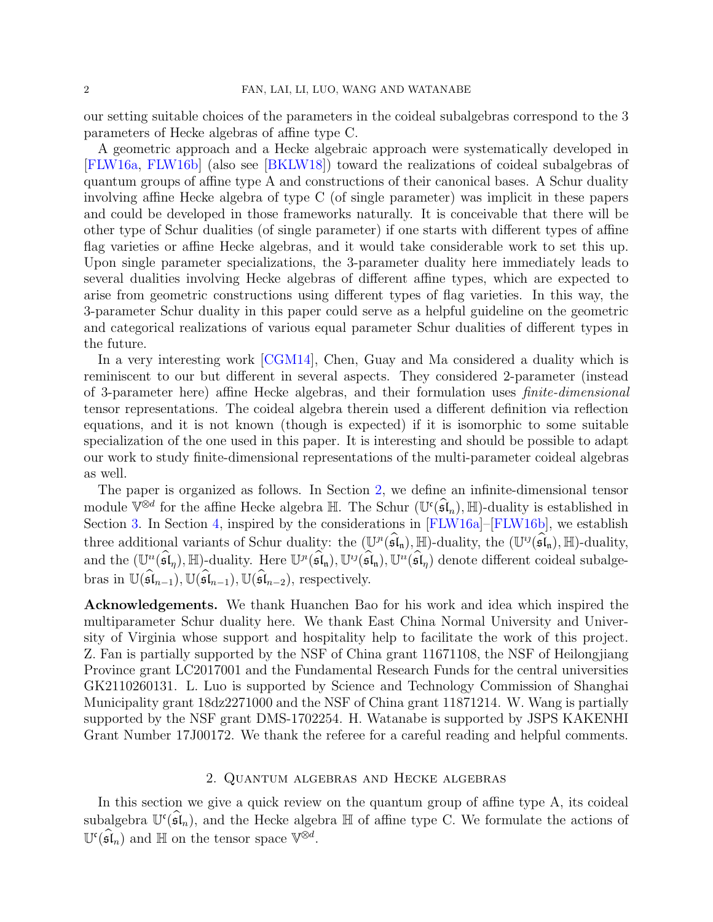our setting suitable choices of the parameters in the coideal subalgebras correspond to the 3 parameters of Hecke algebras of affine type C.

A geometric approach and a Hecke algebraic approach were systematically developed in [FLW16a, FLW16b] (also see [BKLW18]) toward the realizations of coideal subalgebras of quantum groups of affine type A and constructions of their canonical bases. A Schur duality involving affine Hecke algebra of type C (of single parameter) was implicit in these papers and could be developed in those frameworks naturally. It is conceivable that there will be other type of Schur dualities (of single parameter) if one starts with different types of affine flag varieties or affine Hecke algebras, and it would take considerable work to set this up. Upon single parameter specializations, the 3-parameter duality here immediately leads to several dualities involving Hecke algebras of different affine types, which are expected to arise from geometric constructions using different types of flag varieties. In this way, the 3-parameter Schur duality in this paper could serve as a helpful guideline on the geometric and categorical realizations of various equal parameter Schur dualities of different types in the future.

In a very interesting work [CGM14], Chen, Guay and Ma considered a duality which is reminiscent to our but different in several aspects. They considered 2-parameter (instead of 3-parameter here) affine Hecke algebras, and their formulation uses *finite-dimensional* tensor representations. The coideal algebra therein used a different definition via reflection equations, and it is not known (though is expected) if it is isomorphic to some suitable specialization of the one used in this paper. It is interesting and should be possible to adapt our work to study finite-dimensional representations of the multi-parameter coideal algebras as well.

The paper is organized as follows. In Section 2, we define an infinite-dimensional tensor module $\mathbb{V}^{\otimes d}$ for the affine Hecke algebra $\mathbb{H}$. The Schur $(\mathbb{U}^{\mathfrak{c}}(\widehat{\mathfrak{sl}}_n), \mathbb{H})$-duality is established in Section 3. In Section 4, inspired by the considerations in [FLW16a]–[FLW16b], we establish three additional variants of Schur duality: the $(\mathbb{U}^{\jmath}(\widehat{\mathfrak{sl}}_{\mathfrak{n}}), \mathbb{H})$-duality, the $(\mathbb{U}^{\imath\jmath}(\widehat{\mathfrak{sl}}_{\mathfrak{n}}), \mathbb{H})$-duality, and the $(\mathbb{U}^{\imath\imath}(\widehat{\mathfrak{sl}}_{\eta}), \mathbb{H})$-duality. Here $\mathbb{U}^{\jmath}(\widehat{\mathfrak{sl}}_{\mathfrak{n}}), \mathbb{U}^{\imath\jmath}(\widehat{\mathfrak{sl}}_{\mathfrak{n}}), \mathbb{U}^{\imath\imath}(\widehat{\mathfrak{sl}}_{\eta})$ denote different coideal subalgebras in $\mathbb{U}(\widehat{\mathfrak{sl}}_{n-1}), \mathbb{U}(\widehat{\mathfrak{sl}}_{n-1}), \mathbb{U}(\widehat{\mathfrak{sl}}_{n-2})$, respectively.

**Acknowledgements.** We thank Huanchen Bao for his work and idea which inspired the multiparameter Schur duality here. We thank East China Normal University and University of Virginia whose support and hospitality help to facilitate the work of this project. Z. Fan is partially supported by the NSF of China grant 11671108, the NSF of Heilongjiang Province grant LC2017001 and the Fundamental Research Funds for the central universities GK2110260131. L. Luo is supported by Science and Technology Commission of Shanghai Municipality grant 18dz2271000 and the NSF of China grant 11871214. W. Wang is partially supported by the NSF grant DMS-1702254. H. Watanabe is supported by JSPS KAKENHI Grant Number 17J00172. We thank the referee for a careful reading and helpful comments.

## 2. Quantum algebras and Hecke algebras

In this section we give a quick review on the quantum group of affine type A, its coideal subalgebra $\mathbb{U}^{\mathfrak{c}}(\widehat{\mathfrak{sl}}_n)$, and the Hecke algebra $\mathbb{H}$ of affine type C. We formulate the actions of $\mathbb{U}^{\mathfrak{c}}(\widehat{\mathfrak{sl}}_n)$ and $\mathbb{H}$ on the tensor space $\mathbb{V}^{\otimes d}$.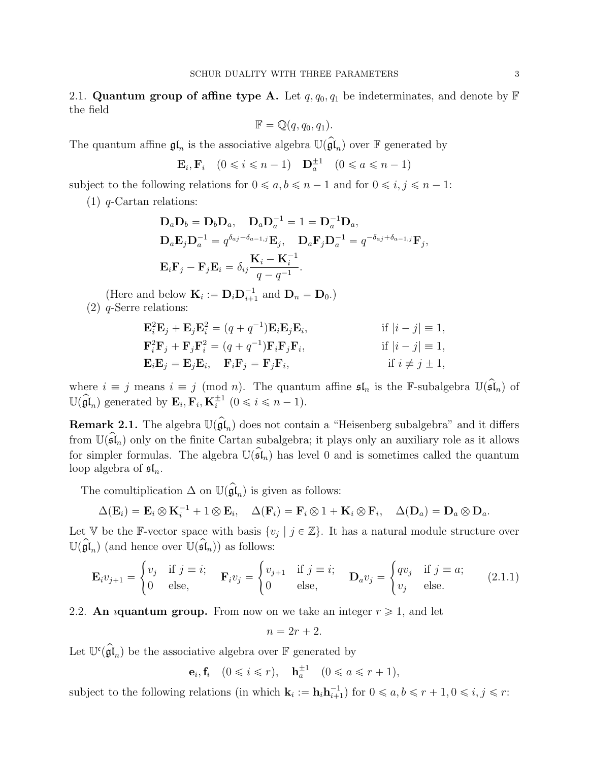### 2.1. **Quantum group of affine type A.**

Let $q, q_0, q_1$ be indeterminates, and denote by $\mathbb{F}$ the field

$$\mathbb{F} = \mathbb{Q}(q, q_0, q_1).$$

The quantum affine $\mathfrak{gl}_n$ is the associative algebra $\mathbb{U}(\widehat{\mathfrak{gl}}_n)$ over $\mathbb{F}$ generated by

$$\mathbf{E}_i, \mathbf{F}_i \quad (0 \leqslant i \leqslant n-1) \quad \mathbf{D}_a^{\pm 1} \quad (0 \leqslant a \leqslant n-1)$$

subject to the following relations for $0 \leqslant a, b \leqslant n-1$ and for $0 \leqslant i, j \leqslant n-1$:

(1) $q$-Cartan relations:

$$\mathbf{D}_a \mathbf{D}_b = \mathbf{D}_b \mathbf{D}_a, \quad \mathbf{D}_a \mathbf{D}_a^{-1} = 1 = \mathbf{D}_a^{-1} \mathbf{D}_a,$$
$$\mathbf{D}_a \mathbf{E}_j \mathbf{D}_a^{-1} = q^{\delta_{aj} - \delta_{a-1,j}} \mathbf{E}_j, \quad \mathbf{D}_a \mathbf{F}_j \mathbf{D}_a^{-1} = q^{-\delta_{aj} + \delta_{a-1,j}} \mathbf{F}_j,$$
$$\mathbf{E}_i \mathbf{F}_j - \mathbf{F}_j \mathbf{E}_i = \delta_{ij} \frac{\mathbf{K}_i - \mathbf{K}_i^{-1}}{q - q^{-1}}.$$

(Here and below $\mathbf{K}_i := \mathbf{D}_i \mathbf{D}_{i+1}^{-1}$ and $\mathbf{D}_n = \mathbf{D}_0$.)

(2) $q$-Serre relations:

$$\mathbf{E}_i^2 \mathbf{E}_j + \mathbf{E}_j \mathbf{E}_i^2 = (q + q^{-1}) \mathbf{E}_i \mathbf{E}_j \mathbf{E}_i, \qquad \text{if } |i - j| \equiv 1,$$
$$\mathbf{F}_i^2 \mathbf{F}_j + \mathbf{F}_j \mathbf{F}_i^2 = (q + q^{-1}) \mathbf{F}_i \mathbf{F}_j \mathbf{F}_i, \qquad \text{if } |i - j| \equiv 1,$$
$$\mathbf{E}_i \mathbf{E}_j = \mathbf{E}_j \mathbf{E}_i, \quad \mathbf{F}_i \mathbf{F}_j = \mathbf{F}_j \mathbf{F}_i, \qquad \text{if } i \not\equiv j \pm 1,$$

where $i \equiv j$ means $i \equiv j \pmod{n}$. The quantum affine $\mathfrak{sl}_n$ is the $\mathbb{F}$-subalgebra $\mathbb{U}(\widehat{\mathfrak{sl}}_n)$ of $\mathbb{U}(\widehat{\mathfrak{gl}}_n)$ generated by $\mathbf{E}_i, \mathbf{F}_i, \mathbf{K}_i^{\pm 1}$ $(0 \leqslant i \leqslant n-1)$.

**Remark 2.1.** The algebra $\mathbb{U}(\widehat{\mathfrak{gl}}_n)$ does not contain a "Heisenberg subalgebra" and it differs from $\mathbb{U}(\widehat{\mathfrak{sl}}_n)$ only on the finite Cartan subalgebra; it plays only an auxiliary role as it allows for simpler formulas. The algebra $\mathbb{U}(\widehat{\mathfrak{sl}}_n)$ has level 0 and is sometimes called the quantum loop algebra of $\mathfrak{sl}_n$.

The comultiplication $\Delta$ on $\mathbb{U}(\widehat{\mathfrak{gl}}_n)$ is given as follows:

$$\Delta(\mathbf{E}_i) = \mathbf{E}_i \otimes \mathbf{K}_i^{-1} + 1 \otimes \mathbf{E}_i, \quad \Delta(\mathbf{F}_i) = \mathbf{F}_i \otimes 1 + \mathbf{K}_i \otimes \mathbf{F}_i, \quad \Delta(\mathbf{D}_a) = \mathbf{D}_a \otimes \mathbf{D}_a.$$

Let $\mathbb{V}$ be the $\mathbb{F}$-vector space with basis $\{v_j \mid j \in \mathbb{Z}\}$. It has a natural module structure over $\mathbb{U}(\widehat{\mathfrak{gl}}_n)$ (and hence over $\mathbb{U}(\widehat{\mathfrak{sl}}_n)$) as follows:

$$\mathbf{E}_i v_{j+1} = \begin{cases} v_j & \text{if } j \equiv i; \\ 0 & \text{else,} \end{cases} \quad \mathbf{F}_i v_j = \begin{cases} v_{j+1} & \text{if } j \equiv i; \\ 0 & \text{else,} \end{cases} \quad \mathbf{D}_a v_j = \begin{cases} q v_j & \text{if } j \equiv a; \\ v_j & \text{else.} \end{cases} \tag{2.1.1}$$

### 2.2. **An ıquantum group.**

From now on we take an integer $r \geqslant 1$, and let

$$n = 2r + 2.$$

Let $\mathbb{U}^{\mathfrak{c}}(\widehat{\mathfrak{gl}}_n)$ be the associative algebra over $\mathbb{F}$ generated by

$$\mathbf{e}_i, \mathbf{f}_i \quad (0 \leqslant i \leqslant r), \quad \mathbf{h}_a^{\pm 1} \quad (0 \leqslant a \leqslant r+1),$$

subject to the following relations (in which $\mathbf{k}_i := \mathbf{h}_i \mathbf{h}_{i+1}^{-1}$) for $0 \leqslant a, b \leqslant r+1, 0 \leqslant i, j \leqslant r$: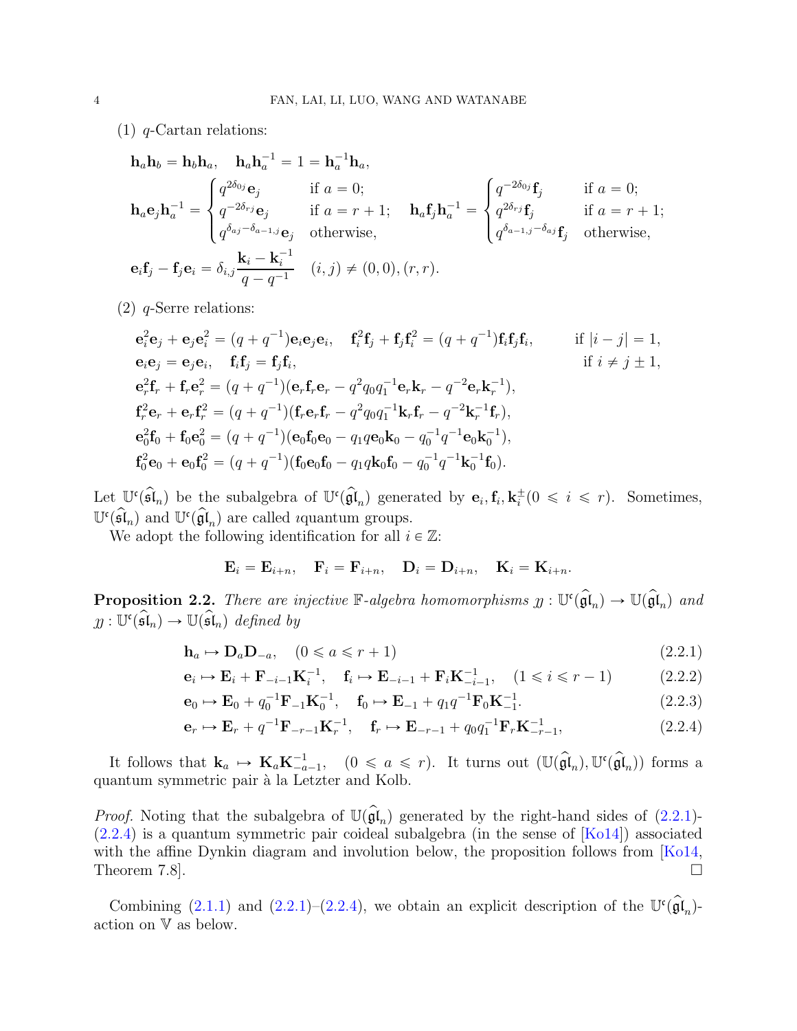(1) $q$-Cartan relations:

$$\mathbf{h}_a\mathbf{h}_b = \mathbf{h}_b\mathbf{h}_a, \quad \mathbf{h}_a\mathbf{h}_a^{-1} = 1 = \mathbf{h}_a^{-1}\mathbf{h}_a,$$

$$\mathbf{h}_a\mathbf{e}_j\mathbf{h}_a^{-1} = \begin{cases} q^{2\delta_{0j}}\mathbf{e}_j & \text{if } a = 0; \\ q^{-2\delta_{rj}}\mathbf{e}_j & \text{if } a = r+1; \\ q^{\delta_{aj}-\delta_{a-1,j}}\mathbf{e}_j & \text{otherwise,} \end{cases} \quad \mathbf{h}_a\mathbf{f}_j\mathbf{h}_a^{-1} = \begin{cases} q^{-2\delta_{0j}}\mathbf{f}_j & \text{if } a = 0; \\ q^{2\delta_{rj}}\mathbf{f}_j & \text{if } a = r+1; \\ q^{\delta_{a-1,j}-\delta_{aj}}\mathbf{f}_j & \text{otherwise,} \end{cases}$$

$$\mathbf{e}_i\mathbf{f}_j - \mathbf{f}_j\mathbf{e}_i = \delta_{i,j}\frac{\mathbf{k}_i - \mathbf{k}_i^{-1}}{q - q^{-1}} \quad (i,j) \neq (0,0), (r,r).$$

(2) $q$-Serre relations:

$$\begin{aligned}
&\mathbf{e}_i^2\mathbf{e}_j + \mathbf{e}_j\mathbf{e}_i^2 = (q+q^{-1})\mathbf{e}_i\mathbf{e}_j\mathbf{e}_i, \quad \mathbf{f}_i^2\mathbf{f}_j + \mathbf{f}_j\mathbf{f}_i^2 = (q+q^{-1})\mathbf{f}_i\mathbf{f}_j\mathbf{f}_i, \qquad \text{if } |i-j| = 1,\\
&\mathbf{e}_i\mathbf{e}_j = \mathbf{e}_j\mathbf{e}_i, \quad \mathbf{f}_i\mathbf{f}_j = \mathbf{f}_j\mathbf{f}_i, \qquad \text{if } i \neq j \pm 1,\\
&\mathbf{e}_r^2\mathbf{f}_r + \mathbf{f}_r\mathbf{e}_r^2 = (q+q^{-1})(\mathbf{e}_r\mathbf{f}_r\mathbf{e}_r - q^2q_0q_1^{-1}\mathbf{e}_r\mathbf{k}_r - q^{-2}\mathbf{e}_r\mathbf{k}_r^{-1}),\\
&\mathbf{f}_r^2\mathbf{e}_r + \mathbf{e}_r\mathbf{f}_r^2 = (q+q^{-1})(\mathbf{f}_r\mathbf{e}_r\mathbf{f}_r - q^2q_0q_1^{-1}\mathbf{k}_r\mathbf{f}_r - q^{-2}\mathbf{k}_r^{-1}\mathbf{f}_r),\\
&\mathbf{e}_0^2\mathbf{f}_0 + \mathbf{f}_0\mathbf{e}_0^2 = (q+q^{-1})(\mathbf{e}_0\mathbf{f}_0\mathbf{e}_0 - q_1q\mathbf{e}_0\mathbf{k}_0 - q_0^{-1}q^{-1}\mathbf{e}_0\mathbf{k}_0^{-1}),\\
&\mathbf{f}_0^2\mathbf{e}_0 + \mathbf{e}_0\mathbf{f}_0^2 = (q+q^{-1})(\mathbf{f}_0\mathbf{e}_0\mathbf{f}_0 - q_1q\mathbf{k}_0\mathbf{f}_0 - q_0^{-1}q^{-1}\mathbf{k}_0^{-1}\mathbf{f}_0).
\end{aligned}$$

Let $\mathbb{U}^\mathfrak{c}(\widehat{\mathfrak{sl}}_n)$ be the subalgebra of $\mathbb{U}^\mathfrak{c}(\widehat{\mathfrak{gl}}_n)$ generated by $\mathbf{e}_i, \mathbf{f}_i, \mathbf{k}_i^{\pm}(0 \leqslant i \leqslant r)$. Sometimes, $\mathbb{U}^\mathfrak{c}(\widehat{\mathfrak{sl}}_n)$ and $\mathbb{U}^\mathfrak{c}(\widehat{\mathfrak{gl}}_n)$ are called $\imath$quantum groups.

We adopt the following identification for all $i \in \mathbb{Z}$:

$$\mathbf{E}_i = \mathbf{E}_{i+n}, \quad \mathbf{F}_i = \mathbf{F}_{i+n}, \quad \mathbf{D}_i = \mathbf{D}_{i+n}, \quad \mathbf{K}_i = \mathbf{K}_{i+n}.$$

**Proposition 2.2.** *There are injective $\mathbb{F}$-algebra homomorphisms $\jmath : \mathbb{U}^\mathfrak{c}(\widehat{\mathfrak{gl}}_n) \to \mathbb{U}(\widehat{\mathfrak{gl}}_n)$ and $\jmath : \mathbb{U}^\mathfrak{c}(\widehat{\mathfrak{sl}}_n) \to \mathbb{U}(\widehat{\mathfrak{sl}}_n)$ defined by*

$$\mathbf{h}_a \mapsto \mathbf{D}_a\mathbf{D}_{-a}, \quad (0 \leqslant a \leqslant r+1) \tag{2.2.1}$$

$$\mathbf{e}_i \mapsto \mathbf{E}_i + \mathbf{F}_{-i-1}\mathbf{K}_i^{-1}, \quad \mathbf{f}_i \mapsto \mathbf{E}_{-i-1} + \mathbf{F}_i\mathbf{K}_{-i-1}^{-1}, \quad (1 \leqslant i \leqslant r-1) \tag{2.2.2}$$

$$\mathbf{e}_0 \mapsto \mathbf{E}_0 + q_0^{-1}\mathbf{F}_{-1}\mathbf{K}_0^{-1}, \quad \mathbf{f}_0 \mapsto \mathbf{E}_{-1} + q_1q^{-1}\mathbf{F}_0\mathbf{K}_{-1}^{-1}. \tag{2.2.3}$$

$$\mathbf{e}_r \mapsto \mathbf{E}_r + q^{-1}\mathbf{F}_{-r-1}\mathbf{K}_r^{-1}, \quad \mathbf{f}_r \mapsto \mathbf{E}_{-r-1} + q_0q_1^{-1}\mathbf{F}_r\mathbf{K}_{-r-1}^{-1}, \tag{2.2.4}$$

It follows that $\mathbf{k}_a \mapsto \mathbf{K}_a\mathbf{K}_{-a-1}^{-1}$, $(0 \leqslant a \leqslant r)$. It turns out $(\mathbb{U}(\widehat{\mathfrak{gl}}_n), \mathbb{U}^\mathfrak{c}(\widehat{\mathfrak{gl}}_n))$ forms a quantum symmetric pair à la Letzter and Kolb.

*Proof.* Noting that the subalgebra of $\mathbb{U}(\widehat{\mathfrak{gl}}_n)$ generated by the right-hand sides of (2.2.1)-(2.2.4) is a quantum symmetric pair coideal subalgebra (in the sense of [Ko14]) associated with the affine Dynkin diagram and involution below, the proposition follows from [Ko14, Theorem 7.8]. □

Combining (2.1.1) and (2.2.1)–(2.2.4), we obtain an explicit description of the $\mathbb{U}^\mathfrak{c}(\widehat{\mathfrak{gl}}_n)$-action on $\mathbb{V}$ as below.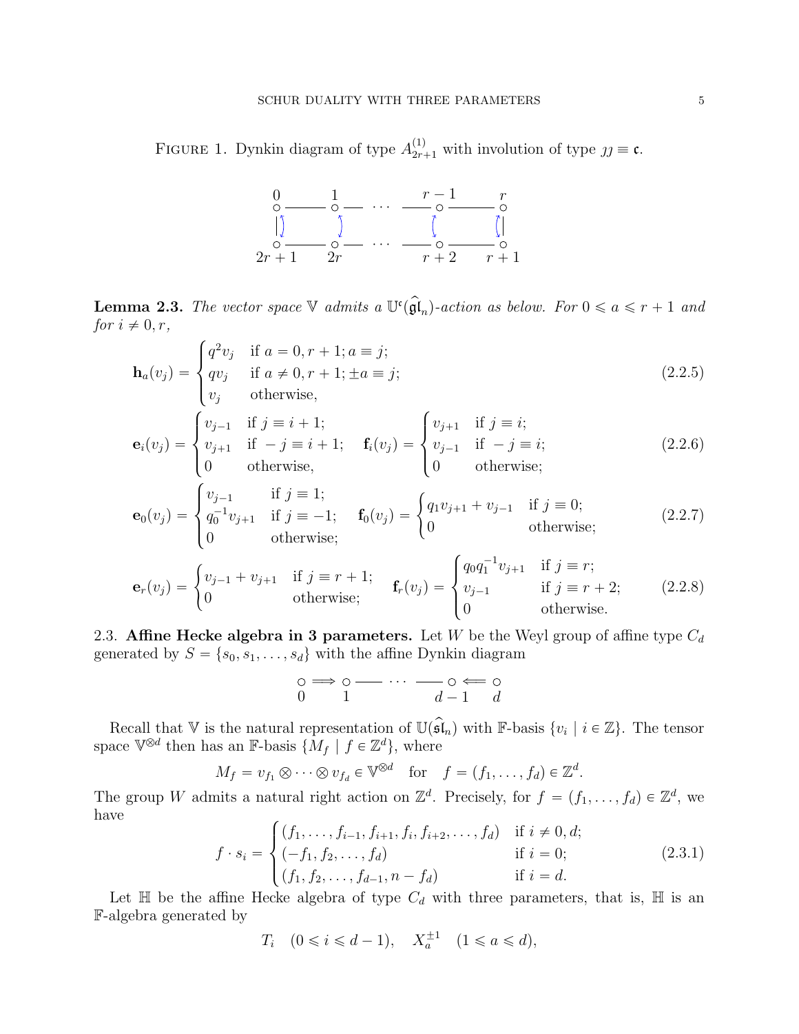FIGURE 1. Dynkin diagram of type $A^{(1)}_{2r+1}$ with involution of type $\jmath\jmath \equiv \mathfrak{c}$.

$$
\begin{array}{ccccccc}
0 & & 1 & & r-1 & & r \\
\circ & \text{---} & \circ & \cdots & \circ & \text{---} & \circ \\
\updownarrow & & \updownarrow & & \updownarrow & & \updownarrow \\
\circ & \text{---} & \circ & \cdots & \circ & \text{---} & \circ \\
2r+1 & & 2r & & r+2 & & r+1
\end{array}
$$

**Lemma 2.3.** *The vector space $\mathbb{V}$ admits a $\mathbb{U}^{\mathfrak{c}}(\widehat{\mathfrak{gl}}_n)$-action as below. For $0 \leqslant a \leqslant r+1$ and for $i \neq 0, r$,*

$$
\mathbf{h}_a(v_j) = \begin{cases} q^2 v_j & \text{if } a = 0, r+1; a \equiv j; \\ q v_j & \text{if } a \neq 0, r+1; \pm a \equiv j; \\ v_j & \text{otherwise,} \end{cases} \tag{2.2.5}
$$

$$
\mathbf{e}_i(v_j) = \begin{cases} v_{j-1} & \text{if } j \equiv i+1; \\ v_{j+1} & \text{if } -j \equiv i+1; \\ 0 & \text{otherwise,} \end{cases} \quad \mathbf{f}_i(v_j) = \begin{cases} v_{j+1} & \text{if } j \equiv i; \\ v_{j-1} & \text{if } -j \equiv i; \\ 0 & \text{otherwise;} \end{cases} \tag{2.2.6}
$$

$$
\mathbf{e}_0(v_j) = \begin{cases} v_{j-1} & \text{if } j \equiv 1; \\ q_0^{-1} v_{j+1} & \text{if } j \equiv -1; \\ 0 & \text{otherwise;} \end{cases} \quad \mathbf{f}_0(v_j) = \begin{cases} q_1 v_{j+1} + v_{j-1} & \text{if } j \equiv 0; \\ 0 & \text{otherwise;} \end{cases} \tag{2.2.7}
$$

$$
\mathbf{e}_r(v_j) = \begin{cases} v_{j-1} + v_{j+1} & \text{if } j \equiv r+1; \\ 0 & \text{otherwise;} \end{cases} \quad \mathbf{f}_r(v_j) = \begin{cases} q_0 q_1^{-1} v_{j+1} & \text{if } j \equiv r; \\ v_{j-1} & \text{if } j \equiv r+2; \\ 0 & \text{otherwise.} \end{cases} \tag{2.2.8}
$$

2.3. **Affine Hecke algebra in 3 parameters.** Let $W$ be the Weyl group of affine type $C_d$ generated by $S = \{s_0, s_1, \ldots, s_d\}$ with the affine Dynkin diagram

$$
\underset{0}{\circ} \Longrightarrow \underset{1}{\circ} \text{---} \cdots \text{---} \underset{d-1}{\circ} \Longleftarrow \underset{d}{\circ}
$$

Recall that $\mathbb{V}$ is the natural representation of $\mathbb{U}(\widehat{\mathfrak{sl}}_n)$ with $\mathbb{F}$-basis $\{v_i \mid i \in \mathbb{Z}\}$. The tensor space $\mathbb{V}^{\otimes d}$ then has an $\mathbb{F}$-basis $\{M_f \mid f \in \mathbb{Z}^d\}$, where

$$
M_f = v_{f_1} \otimes \cdots \otimes v_{f_d} \in \mathbb{V}^{\otimes d} \quad \text{for} \quad f = (f_1, \ldots, f_d) \in \mathbb{Z}^d.
$$

The group $W$ admits a natural right action on $\mathbb{Z}^d$. Precisely, for $f = (f_1, \ldots, f_d) \in \mathbb{Z}^d$, we have

$$
f \cdot s_i = \begin{cases} (f_1, \ldots, f_{i-1}, f_{i+1}, f_i, f_{i+2}, \ldots, f_d) & \text{if } i \neq 0, d; \\ (-f_1, f_2, \ldots, f_d) & \text{if } i = 0; \\ (f_1, f_2, \ldots, f_{d-1}, n - f_d) & \text{if } i = d. \end{cases} \tag{2.3.1}
$$

Let $\mathbb{H}$ be the affine Hecke algebra of type $C_d$ with three parameters, that is, $\mathbb{H}$ is an $\mathbb{F}$-algebra generated by

$$
T_i \quad (0 \leqslant i \leqslant d-1), \quad X_a^{\pm 1} \quad (1 \leqslant a \leqslant d),
$$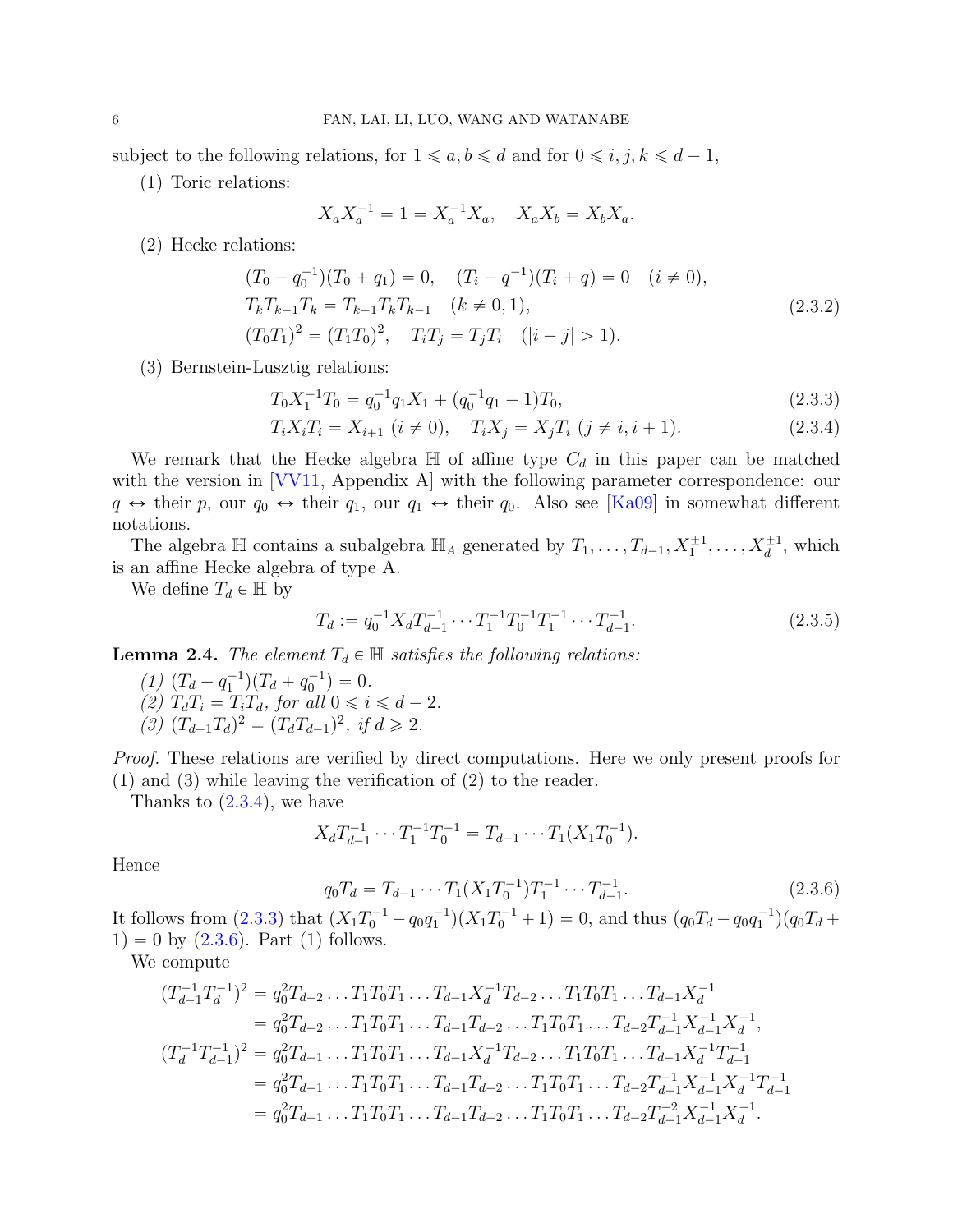subject to the following relations, for $1 \leqslant a, b \leqslant d$ and for $0 \leqslant i, j, k \leqslant d-1$,

(1) Toric relations:

$$X_a X_a^{-1} = 1 = X_a^{-1} X_a, \quad X_a X_b = X_b X_a.$$

(2) Hecke relations:

$$\begin{aligned}
&(T_0 - q_0^{-1})(T_0 + q_1) = 0, \quad (T_i - q^{-1})(T_i + q) = 0 \quad (i \neq 0), \\
&T_k T_{k-1} T_k = T_{k-1} T_k T_{k-1} \quad (k \neq 0, 1), \\
&(T_0 T_1)^2 = (T_1 T_0)^2, \quad T_i T_j = T_j T_i \quad (|i - j| > 1).
\end{aligned} \tag{2.3.2}$$

(3) Bernstein-Lusztig relations:

$$T_0 X_1^{-1} T_0 = q_0^{-1} q_1 X_1 + (q_0^{-1} q_1 - 1) T_0, \tag{2.3.3}$$

$$T_i X_i T_i = X_{i+1} \ (i \neq 0), \quad T_i X_j = X_j T_i \ (j \neq i, i+1). \tag{2.3.4}$$

We remark that the Hecke algebra $\mathbb{H}$ of affine type $C_d$ in this paper can be matched with the version in [VV11, Appendix A] with the following parameter correspondence: our $q \leftrightarrow$ their $p$, our $q_0 \leftrightarrow$ their $q_1$, our $q_1 \leftrightarrow$ their $q_0$. Also see [Ka09] in somewhat different notations.

The algebra $\mathbb{H}$ contains a subalgebra $\mathbb{H}_A$ generated by $T_1, \ldots, T_{d-1}, X_1^{\pm 1}, \ldots, X_d^{\pm 1}$, which is an affine Hecke algebra of type A.

We define $T_d \in \mathbb{H}$ by

$$T_d := q_0^{-1} X_d T_{d-1}^{-1} \cdots T_1^{-1} T_0^{-1} T_1^{-1} \cdots T_{d-1}^{-1}. \tag{2.3.5}$$

**Lemma 2.4.** *The element $T_d \in \mathbb{H}$ satisfies the following relations:*

*(1) $(T_d - q_1^{-1})(T_d + q_0^{-1}) = 0$.*
*(2) $T_d T_i = T_i T_d$, for all $0 \leqslant i \leqslant d-2$.*
*(3) $(T_{d-1} T_d)^2 = (T_d T_{d-1})^2$, if $d \geqslant 2$.*

*Proof.* These relations are verified by direct computations. Here we only present proofs for (1) and (3) while leaving the verification of (2) to the reader.

Thanks to (2.3.4), we have

$$X_d T_{d-1}^{-1} \cdots T_1^{-1} T_0^{-1} = T_{d-1} \cdots T_1 (X_1 T_0^{-1}).$$

Hence

$$q_0 T_d = T_{d-1} \cdots T_1 (X_1 T_0^{-1}) T_1^{-1} \cdots T_{d-1}^{-1}. \tag{2.3.6}$$

It follows from (2.3.3) that $(X_1 T_0^{-1} - q_0 q_1^{-1})(X_1 T_0^{-1} + 1) = 0$, and thus $(q_0 T_d - q_0 q_1^{-1})(q_0 T_d + 1) = 0$ by (2.3.6). Part (1) follows.

We compute

$$\begin{aligned}
(T_{d-1}^{-1} T_d^{-1})^2 &= q_0^2 T_{d-2} \ldots T_1 T_0 T_1 \ldots T_{d-1} X_d^{-1} T_{d-2} \ldots T_1 T_0 T_1 \ldots T_{d-1} X_d^{-1} \\
&= q_0^2 T_{d-2} \ldots T_1 T_0 T_1 \ldots T_{d-1} T_{d-2} \ldots T_1 T_0 T_1 \ldots T_{d-2} T_{d-1}^{-1} X_{d-1}^{-1} X_d^{-1}, \\
(T_d^{-1} T_{d-1}^{-1})^2 &= q_0^2 T_{d-1} \ldots T_1 T_0 T_1 \ldots T_{d-1} X_d^{-1} T_{d-2} \ldots T_1 T_0 T_1 \ldots T_{d-1} X_d^{-1} T_{d-1}^{-1} \\
&= q_0^2 T_{d-1} \ldots T_1 T_0 T_1 \ldots T_{d-1} T_{d-2} \ldots T_1 T_0 T_1 \ldots T_{d-2} T_{d-1}^{-1} X_{d-1}^{-1} X_d^{-1} T_{d-1}^{-1} \\
&= q_0^2 T_{d-1} \ldots T_1 T_0 T_1 \ldots T_{d-1} T_{d-2} \ldots T_1 T_0 T_1 \ldots T_{d-2} T_{d-1}^{-2} X_{d-1}^{-1} X_d^{-1}.
\end{aligned}$$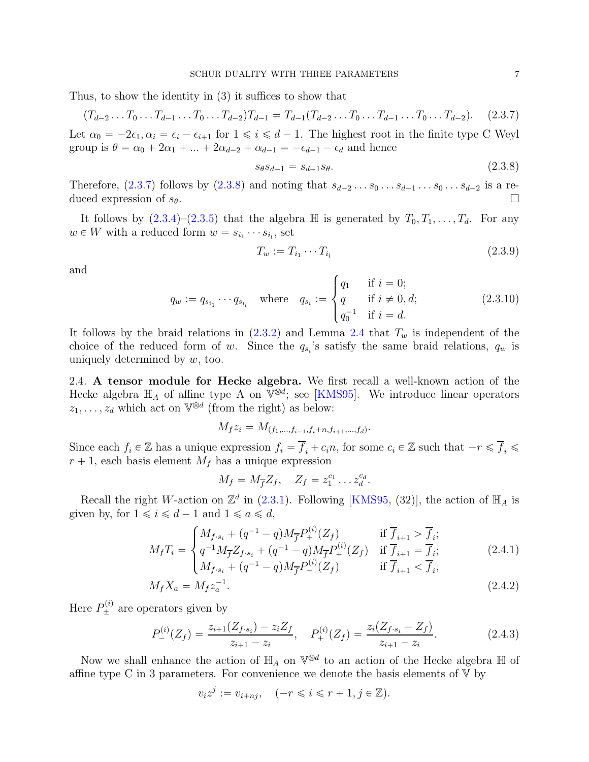Thus, to show the identity in (3) it suffices to show that

$$(T_{d-2}\dots T_0\dots T_{d-1}\dots T_0\dots T_{d-2})T_{d-1} = T_{d-1}(T_{d-2}\dots T_0\dots T_{d-1}\dots T_0\dots T_{d-2}). \tag{2.3.7}$$

Let $\alpha_0 = -2\epsilon_1, \alpha_i = \epsilon_i - \epsilon_{i+1}$ for $1 \leqslant i \leqslant d-1$. The highest root in the finite type C Weyl group is $\theta = \alpha_0 + 2\alpha_1 + ... + 2\alpha_{d-2} + \alpha_{d-1} = -\epsilon_{d-1} - \epsilon_d$ and hence

$$s_\theta s_{d-1} = s_{d-1}s_\theta. \tag{2.3.8}$$

Therefore, (2.3.7) follows by (2.3.8) and noting that $s_{d-2}\dots s_0\dots s_{d-1}\dots s_0\dots s_{d-2}$ is a reduced expression of $s_\theta$. □

It follows by (2.3.4)–(2.3.5) that the algebra $\mathbb{H}$ is generated by $T_0, T_1, \dots, T_d$. For any $w \in W$ with a reduced form $w = s_{i_1}\cdots s_{i_l}$, set

$$T_w := T_{i_1}\cdots T_{i_l} \tag{2.3.9}$$

and

$$q_w := q_{s_{i_1}}\cdots q_{s_{i_l}} \quad \text{where} \quad q_{s_i} := \begin{cases} q_1 & \text{if } i = 0; \\ q & \text{if } i \neq 0, d; \\ q_0^{-1} & \text{if } i = d. \end{cases} \tag{2.3.10}$$

It follows by the braid relations in (2.3.2) and Lemma 2.4 that $T_w$ is independent of the choice of the reduced form of $w$. Since the $q_{s_i}$'s satisfy the same braid relations, $q_w$ is uniquely determined by $w$, too.

2.4. **A tensor module for Hecke algebra.** We first recall a well-known action of the Hecke algebra $\mathbb{H}_A$ of affine type A on $\mathbb{V}^{\otimes d}$; see [KMS95]. We introduce linear operators $z_1, \dots, z_d$ which act on $\mathbb{V}^{\otimes d}$ (from the right) as below:

$$M_f z_i = M_{(f_1,\dots,f_{i-1},f_i+n,f_{i+1},\dots,f_d)}.$$

Since each $f_i \in \mathbb{Z}$ has a unique expression $f_i = \overline{f}_i + c_i n$, for some $c_i \in \mathbb{Z}$ such that $-r \leqslant \overline{f}_i \leqslant r+1$, each basis element $M_f$ has a unique expression

$$M_f = M_{\overline{f}} Z_f, \quad Z_f = z_1^{c_1}\dots z_d^{c_d}.$$

Recall the right $W$-action on $\mathbb{Z}^d$ in (2.3.1). Following [KMS95, (32)], the action of $\mathbb{H}_A$ is given by, for $1 \leqslant i \leqslant d-1$ and $1 \leqslant a \leqslant d$,

$$M_f T_i = \begin{cases} M_{f\cdot s_i} + (q^{-1}-q)M_{\overline{f}}P_+^{(i)}(Z_f) & \text{if } \overline{f}_{i+1} > \overline{f}_i; \\ q^{-1}M_{\overline{f}}Z_{f\cdot s_i} + (q^{-1}-q)M_{\overline{f}}P_+^{(i)}(Z_f) & \text{if } \overline{f}_{i+1} = \overline{f}_i; \\ M_{f\cdot s_i} + (q^{-1}-q)M_{\overline{f}}P_-^{(i)}(Z_f) & \text{if } \overline{f}_{i+1} < \overline{f}_i, \end{cases} \tag{2.4.1}$$

$$M_f X_a = M_f z_a^{-1}. \tag{2.4.2}$$

Here $P_\pm^{(i)}$ are operators given by

$$P_-^{(i)}(Z_f) = \frac{z_{i+1}(Z_{f\cdot s_i}) - z_i Z_f}{z_{i+1}-z_i}, \quad P_+^{(i)}(Z_f) = \frac{z_i(Z_{f\cdot s_i} - Z_f)}{z_{i+1}-z_i}. \tag{2.4.3}$$

Now we shall enhance the action of $\mathbb{H}_A$ on $\mathbb{V}^{\otimes d}$ to an action of the Hecke algebra $\mathbb{H}$ of affine type C in 3 parameters. For convenience we denote the basis elements of $\mathbb{V}$ by

$$v_i z^j := v_{i+nj}, \quad (-r \leqslant i \leqslant r+1, j \in \mathbb{Z}).$$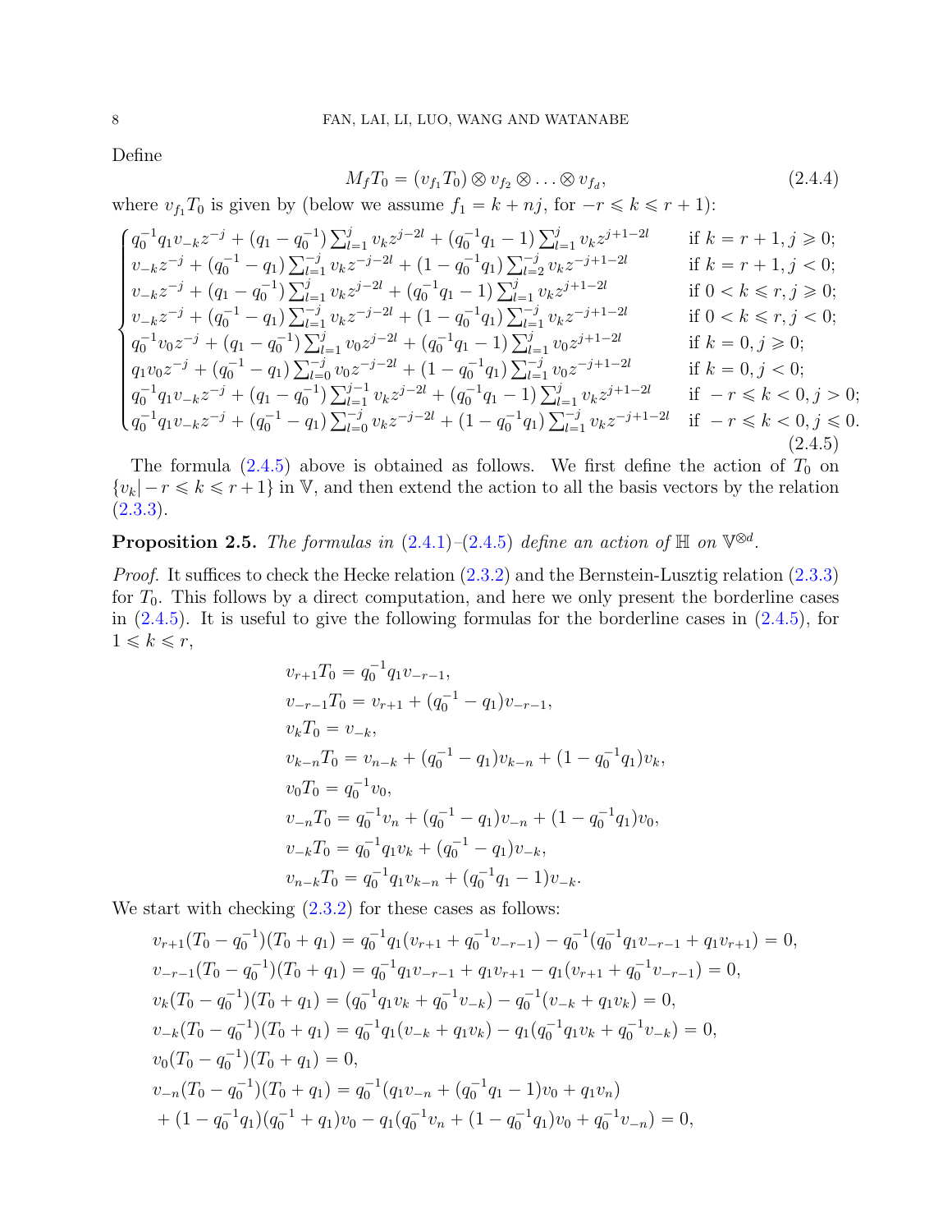Define

$$M_f T_0 = (v_{f_1} T_0) \otimes v_{f_2} \otimes \ldots \otimes v_{f_d}, \tag{2.4.4}$$

where $v_{f_1} T_0$ is given by (below we assume $f_1 = k + nj$, for $-r \leqslant k \leqslant r+1$):

$$\begin{cases} q_0^{-1} q_1 v_{-k} z^{-j} + (q_1 - q_0^{-1}) \sum_{l=1}^{j} v_k z^{j-2l} + (q_0^{-1} q_1 - 1) \sum_{l=1}^{j} v_k z^{j+1-2l} & \text{if } k = r+1, j \geqslant 0; \\ v_{-k} z^{-j} + (q_0^{-1} - q_1) \sum_{l=1}^{-j} v_k z^{-j-2l} + (1 - q_0^{-1} q_1) \sum_{l=2}^{-j} v_k z^{-j+1-2l} & \text{if } k = r+1, j < 0; \\ v_{-k} z^{-j} + (q_1 - q_0^{-1}) \sum_{l=1}^{j} v_k z^{j-2l} + (q_0^{-1} q_1 - 1) \sum_{l=1}^{j} v_k z^{j+1-2l} & \text{if } 0 < k \leqslant r, j \geqslant 0; \\ v_{-k} z^{-j} + (q_0^{-1} - q_1) \sum_{l=1}^{-j} v_k z^{-j-2l} + (1 - q_0^{-1} q_1) \sum_{l=1}^{-j} v_k z^{-j+1-2l} & \text{if } 0 < k \leqslant r, j < 0; \\ q_0^{-1} v_0 z^{-j} + (q_1 - q_0^{-1}) \sum_{l=1}^{j} v_0 z^{j-2l} + (q_0^{-1} q_1 - 1) \sum_{l=1}^{j} v_0 z^{j+1-2l} & \text{if } k = 0, j \geqslant 0; \\ q_1 v_0 z^{-j} + (q_0^{-1} - q_1) \sum_{l=0}^{-j} v_0 z^{-j-2l} + (1 - q_0^{-1} q_1) \sum_{l=1}^{-j} v_0 z^{-j+1-2l} & \text{if } k = 0, j < 0; \\ q_0^{-1} q_1 v_{-k} z^{-j} + (q_1 - q_0^{-1}) \sum_{l=1}^{j-1} v_k z^{j-2l} + (q_0^{-1} q_1 - 1) \sum_{l=1}^{j} v_k z^{j+1-2l} & \text{if } -r \leqslant k < 0, j > 0; \\ q_0^{-1} q_1 v_{-k} z^{-j} + (q_0^{-1} - q_1) \sum_{l=0}^{-j} v_k z^{-j-2l} + (1 - q_0^{-1} q_1) \sum_{l=1}^{-j} v_k z^{-j+1-2l} & \text{if } -r \leqslant k < 0, j \leqslant 0. \end{cases} \tag{2.4.5}$$

The formula (2.4.5) above is obtained as follows. We first define the action of $T_0$ on $\{v_k | -r \leqslant k \leqslant r+1\}$ in $\mathbb{V}$, and then extend the action to all the basis vectors by the relation (2.3.3).

**Proposition 2.5.** *The formulas in (2.4.1)–(2.4.5) define an action of $\mathbb{H}$ on $\mathbb{V}^{\otimes d}$.*

*Proof.* It suffices to check the Hecke relation (2.3.2) and the Bernstein-Lusztig relation (2.3.3) for $T_0$. This follows by a direct computation, and here we only present the borderline cases in (2.4.5). It is useful to give the following formulas for the borderline cases in (2.4.5), for $1 \leqslant k \leqslant r$,

$$\begin{aligned}
v_{r+1} T_0 &= q_0^{-1} q_1 v_{-r-1}, \\
v_{-r-1} T_0 &= v_{r+1} + (q_0^{-1} - q_1) v_{-r-1}, \\
v_k T_0 &= v_{-k}, \\
v_{k-n} T_0 &= v_{n-k} + (q_0^{-1} - q_1) v_{k-n} + (1 - q_0^{-1} q_1) v_k, \\
v_0 T_0 &= q_0^{-1} v_0, \\
v_{-n} T_0 &= q_0^{-1} v_n + (q_0^{-1} - q_1) v_{-n} + (1 - q_0^{-1} q_1) v_0, \\
v_{-k} T_0 &= q_0^{-1} q_1 v_k + (q_0^{-1} - q_1) v_{-k}, \\
v_{n-k} T_0 &= q_0^{-1} q_1 v_{k-n} + (q_0^{-1} q_1 - 1) v_{-k}.
\end{aligned}$$

We start with checking (2.3.2) for these cases as follows:

$$\begin{aligned}
& v_{r+1}(T_0 - q_0^{-1})(T_0 + q_1) = q_0^{-1} q_1 (v_{r+1} + q_0^{-1} v_{-r-1}) - q_0^{-1}(q_0^{-1} q_1 v_{-r-1} + q_1 v_{r+1}) = 0, \\
& v_{-r-1}(T_0 - q_0^{-1})(T_0 + q_1) = q_0^{-1} q_1 v_{-r-1} + q_1 v_{r+1} - q_1 (v_{r+1} + q_0^{-1} v_{-r-1}) = 0, \\
& v_k (T_0 - q_0^{-1})(T_0 + q_1) = (q_0^{-1} q_1 v_k + q_0^{-1} v_{-k}) - q_0^{-1}(v_{-k} + q_1 v_k) = 0, \\
& v_{-k}(T_0 - q_0^{-1})(T_0 + q_1) = q_0^{-1} q_1 (v_{-k} + q_1 v_k) - q_1 (q_0^{-1} q_1 v_k + q_0^{-1} v_{-k}) = 0, \\
& v_0 (T_0 - q_0^{-1})(T_0 + q_1) = 0, \\
& v_{-n}(T_0 - q_0^{-1})(T_0 + q_1) = q_0^{-1}(q_1 v_{-n} + (q_0^{-1} q_1 - 1) v_0 + q_1 v_n) \\
& \quad + (1 - q_0^{-1} q_1)(q_0^{-1} + q_1) v_0 - q_1 (q_0^{-1} v_n + (1 - q_0^{-1} q_1) v_0 + q_0^{-1} v_{-n}) = 0,
\end{aligned}$$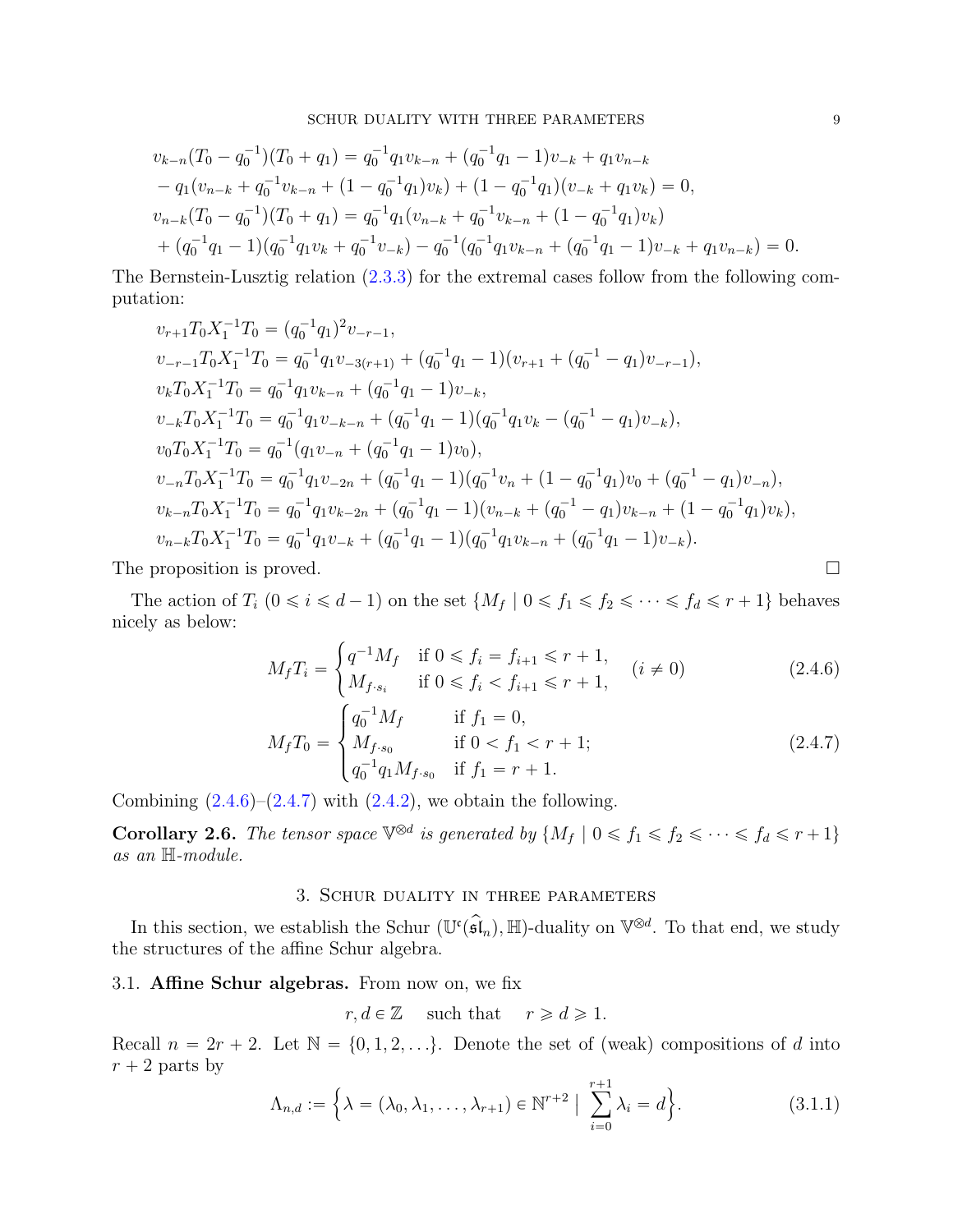$$
\begin{aligned}
&v_{k-n}(T_0-q_0^{-1})(T_0+q_1) = q_0^{-1}q_1v_{k-n} + (q_0^{-1}q_1-1)v_{-k} + q_1v_{n-k}\\
&-q_1(v_{n-k}+q_0^{-1}v_{k-n}+(1-q_0^{-1}q_1)v_k) + (1-q_0^{-1}q_1)(v_{-k}+q_1v_k) = 0,\\
&v_{n-k}(T_0-q_0^{-1})(T_0+q_1) = q_0^{-1}q_1(v_{n-k}+q_0^{-1}v_{k-n}+(1-q_0^{-1}q_1)v_k)\\
&+(q_0^{-1}q_1-1)(q_0^{-1}q_1v_k+q_0^{-1}v_{-k}) - q_0^{-1}(q_0^{-1}q_1v_{k-n}+(q_0^{-1}q_1-1)v_{-k}+q_1v_{n-k}) = 0.
\end{aligned}
$$

The Bernstein-Lusztig relation (2.3.3) for the extremal cases follow from the following computation:

$$
\begin{aligned}
&v_{r+1}T_0X_1^{-1}T_0 = (q_0^{-1}q_1)^2v_{-r-1},\\
&v_{-r-1}T_0X_1^{-1}T_0 = q_0^{-1}q_1v_{-3(r+1)} + (q_0^{-1}q_1-1)(v_{r+1}+(q_0^{-1}-q_1)v_{-r-1}),\\
&v_kT_0X_1^{-1}T_0 = q_0^{-1}q_1v_{k-n} + (q_0^{-1}q_1-1)v_{-k},\\
&v_{-k}T_0X_1^{-1}T_0 = q_0^{-1}q_1v_{-k-n} + (q_0^{-1}q_1-1)(q_0^{-1}q_1v_k-(q_0^{-1}-q_1)v_{-k}),\\
&v_0T_0X_1^{-1}T_0 = q_0^{-1}(q_1v_{-n}+(q_0^{-1}q_1-1)v_0),\\
&v_{-n}T_0X_1^{-1}T_0 = q_0^{-1}q_1v_{-2n} + (q_0^{-1}q_1-1)(q_0^{-1}v_n+(1-q_0^{-1}q_1)v_0+(q_0^{-1}-q_1)v_{-n}),\\
&v_{k-n}T_0X_1^{-1}T_0 = q_0^{-1}q_1v_{k-2n} + (q_0^{-1}q_1-1)(v_{n-k}+(q_0^{-1}-q_1)v_{k-n}+(1-q_0^{-1}q_1)v_k),\\
&v_{n-k}T_0X_1^{-1}T_0 = q_0^{-1}q_1v_{-k} + (q_0^{-1}q_1-1)(q_0^{-1}q_1v_{k-n}+(q_0^{-1}q_1-1)v_{-k}).
\end{aligned}
$$

The proposition is proved. □

The action of $T_i$ ($0 \leqslant i \leqslant d-1$) on the set $\{M_f \mid 0 \leqslant f_1 \leqslant f_2 \leqslant \cdots \leqslant f_d \leqslant r+1\}$ behaves nicely as below:

$$
M_fT_i = \begin{cases} q^{-1}M_f & \text{if } 0 \leqslant f_i = f_{i+1} \leqslant r+1,\\ M_{f\cdot s_i} & \text{if } 0 \leqslant f_i < f_{i+1} \leqslant r+1, \end{cases} \quad (i \neq 0) \tag{2.4.6}
$$

$$
M_fT_0 = \begin{cases} q_0^{-1}M_f & \text{if } f_1 = 0,\\ M_{f\cdot s_0} & \text{if } 0 < f_1 < r+1;\\ q_0^{-1}q_1M_{f\cdot s_0} & \text{if } f_1 = r+1. \end{cases} \tag{2.4.7}
$$

Combining (2.4.6)–(2.4.7) with (2.4.2), we obtain the following.

**Corollary 2.6.** *The tensor space $\mathbb{V}^{\otimes d}$ is generated by $\{M_f \mid 0 \leqslant f_1 \leqslant f_2 \leqslant \cdots \leqslant f_d \leqslant r+1\}$ as an $\mathbb{H}$-module.*

## 3. Schur duality in three parameters

In this section, we establish the Schur $(\mathbb{U}^\imath(\widehat{\mathfrak{sl}}_n), \mathbb{H})$-duality on $\mathbb{V}^{\otimes d}$. To that end, we study the structures of the affine Schur algebra.

### 3.1. Affine Schur algebras.

From now on, we fix

$$
r, d \in \mathbb{Z} \quad \text{such that} \quad r \geqslant d \geqslant 1.
$$

Recall $n = 2r+2$. Let $\mathbb{N} = \{0, 1, 2, \ldots\}$. Denote the set of (weak) compositions of $d$ into $r+2$ parts by

$$
\Lambda_{n,d} := \Big\{\lambda = (\lambda_0, \lambda_1, \ldots, \lambda_{r+1}) \in \mathbb{N}^{r+2} \mid \sum_{i=0}^{r+1} \lambda_i = d\Big\}. \tag{3.1.1}
$$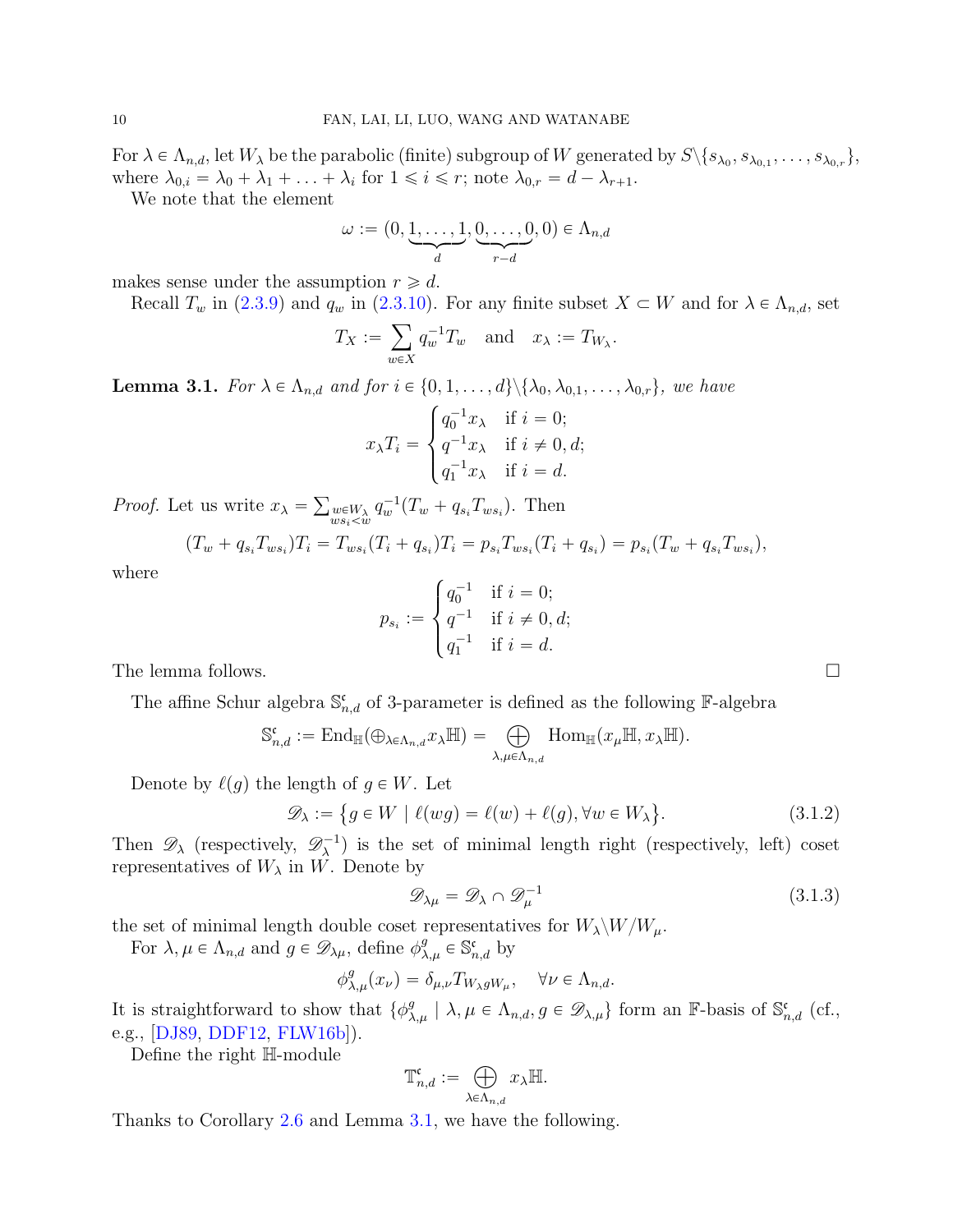For $\lambda \in \Lambda_{n,d}$, let $W_\lambda$ be the parabolic (finite) subgroup of $W$ generated by $S \backslash \{s_{\lambda_0}, s_{\lambda_{0,1}}, \ldots, s_{\lambda_{0,r}}\}$, where $\lambda_{0,i} = \lambda_0 + \lambda_1 + \ldots + \lambda_i$ for $1 \leqslant i \leqslant r$; note $\lambda_{0,r} = d - \lambda_{r+1}$.

We note that the element

$$\omega := (0, \underbrace{1, \ldots, 1}_{d}, \underbrace{0, \ldots, 0}_{r-d}, 0) \in \Lambda_{n,d}$$

makes sense under the assumption $r \geqslant d$.

Recall $T_w$ in (2.3.9) and $q_w$ in (2.3.10). For any finite subset $X \subset W$ and for $\lambda \in \Lambda_{n,d}$, set

$$T_X := \sum_{w \in X} q_w^{-1} T_w \quad \text{and} \quad x_\lambda := T_{W_\lambda}.$$

**Lemma 3.1.** *For $\lambda \in \Lambda_{n,d}$ and for $i \in \{0, 1, \ldots, d\} \backslash \{\lambda_0, \lambda_{0,1}, \ldots, \lambda_{0,r}\}$, we have*

$$x_\lambda T_i = \begin{cases} q_0^{-1} x_\lambda & \text{if } i = 0; \\ q^{-1} x_\lambda & \text{if } i \neq 0, d; \\ q_1^{-1} x_\lambda & \text{if } i = d. \end{cases}$$

*Proof.* Let us write $x_\lambda = \sum_{\substack{w \in W_\lambda \\ ws_i < w}} q_w^{-1}(T_w + q_{s_i} T_{ws_i})$. Then

$$(T_w + q_{s_i} T_{ws_i}) T_i = T_{ws_i}(T_i + q_{s_i}) T_i = p_{s_i} T_{ws_i}(T_i + q_{s_i}) = p_{s_i}(T_w + q_{s_i} T_{ws_i}),$$

where

$$p_{s_i} := \begin{cases} q_0^{-1} & \text{if } i = 0; \\ q^{-1} & \text{if } i \neq 0, d; \\ q_1^{-1} & \text{if } i = d. \end{cases}$$

The lemma follows. □

The affine Schur algebra $\mathbb{S}^{\mathfrak{c}}_{n,d}$ of 3-parameter is defined as the following $\mathbb{F}$-algebra

$$\mathbb{S}^{\mathfrak{c}}_{n,d} := \mathrm{End}_{\mathbb{H}}(\oplus_{\lambda \in \Lambda_{n,d}} x_\lambda \mathbb{H}) = \bigoplus_{\lambda, \mu \in \Lambda_{n,d}} \mathrm{Hom}_{\mathbb{H}}(x_\mu \mathbb{H}, x_\lambda \mathbb{H}).$$

Denote by $\ell(g)$ the length of $g \in W$. Let

$$\mathscr{D}_\lambda := \{ g \in W \mid \ell(wg) = \ell(w) + \ell(g), \forall w \in W_\lambda \}. \tag{3.1.2}$$

Then $\mathscr{D}_\lambda$ (respectively, $\mathscr{D}_\lambda^{-1}$) is the set of minimal length right (respectively, left) coset representatives of $W_\lambda$ in $W$. Denote by

$$\mathscr{D}_{\lambda\mu} = \mathscr{D}_\lambda \cap \mathscr{D}_\mu^{-1} \tag{3.1.3}$$

the set of minimal length double coset representatives for $W_\lambda \backslash W / W_\mu$.

For $\lambda, \mu \in \Lambda_{n,d}$ and $g \in \mathscr{D}_{\lambda\mu}$, define $\phi^g_{\lambda,\mu} \in \mathbb{S}^{\mathfrak{c}}_{n,d}$ by

$$\phi^g_{\lambda,\mu}(x_\nu) = \delta_{\mu,\nu} T_{W_\lambda g W_\mu}, \quad \forall \nu \in \Lambda_{n,d}.$$

It is straightforward to show that $\{\phi^g_{\lambda,\mu} \mid \lambda, \mu \in \Lambda_{n,d}, g \in \mathscr{D}_{\lambda,\mu}\}$ form an $\mathbb{F}$-basis of $\mathbb{S}^{\mathfrak{c}}_{n,d}$ (cf., e.g., [DJ89, DDF12, FLW16b]).

Define the right $\mathbb{H}$-module

$$\mathbb{T}^{\mathfrak{c}}_{n,d} := \bigoplus_{\lambda \in \Lambda_{n,d}} x_\lambda \mathbb{H}.$$

Thanks to Corollary 2.6 and Lemma 3.1, we have the following.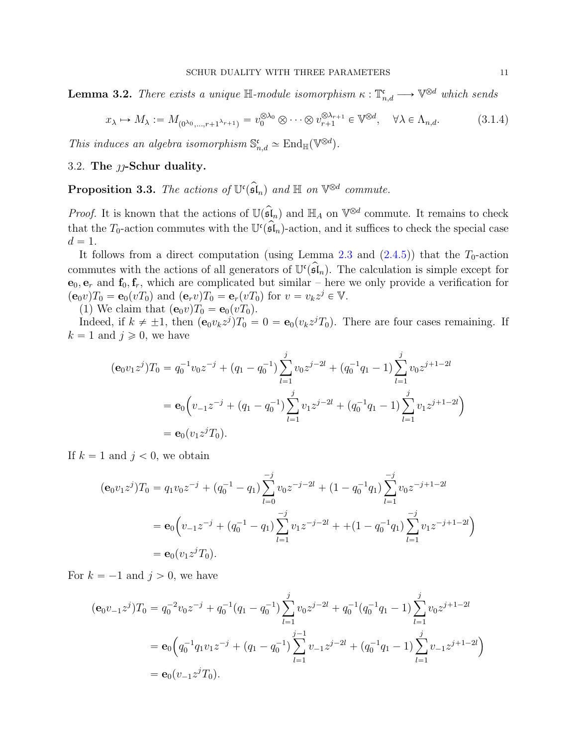**Lemma 3.2.** *There exists a unique $\mathbb{H}$-module isomorphism $\kappa : \mathbb{T}^{\mathfrak{c}}_{n,d} \longrightarrow \mathbb{V}^{\otimes d}$ which sends*

$$x_\lambda \mapsto M_\lambda := M_{(0^{\lambda_0},\ldots,r+1^{\lambda_{r+1}})} = v_0^{\otimes \lambda_0} \otimes \cdots \otimes v_{r+1}^{\otimes \lambda_{r+1}} \in \mathbb{V}^{\otimes d}, \quad \forall \lambda \in \Lambda_{n,d}. \tag{3.1.4}$$

*This induces an algebra isomorphism $\mathbb{S}^{\mathfrak{c}}_{n,d} \simeq \mathrm{End}_{\mathbb{H}}(\mathbb{V}^{\otimes d})$.*

### 3.2. The $\jmath\jmath$-Schur duality.

**Proposition 3.3.** *The actions of $\mathbb{U}^{\mathfrak{c}}(\widehat{\mathfrak{sl}}_n)$ and $\mathbb{H}$ on $\mathbb{V}^{\otimes d}$ commute.*

*Proof.* It is known that the actions of $\mathbb{U}(\widehat{\mathfrak{sl}}_n)$ and $\mathbb{H}_A$ on $\mathbb{V}^{\otimes d}$ commute. It remains to check that the $T_0$-action commutes with the $\mathbb{U}^{\mathfrak{c}}(\widehat{\mathfrak{sl}}_n)$-action, and it suffices to check the special case $d = 1$.

It follows from a direct computation (using Lemma 2.3 and (2.4.5)) that the $T_0$-action commutes with the actions of all generators of $\mathbb{U}^{\mathfrak{c}}(\widehat{\mathfrak{sl}}_n)$. The calculation is simple except for $\mathbf{e}_0, \mathbf{e}_r$ and $\mathbf{f}_0, \mathbf{f}_r$, which are complicated but similar – here we only provide a verification for $(\mathbf{e}_0 v)T_0 = \mathbf{e}_0(vT_0)$ and $(\mathbf{e}_r v)T_0 = \mathbf{e}_r(vT_0)$ for $v = v_k z^j \in \mathbb{V}$.

(1) We claim that $(\mathbf{e}_0 v)T_0 = \mathbf{e}_0(vT_0)$.

Indeed, if $k \neq \pm 1$, then $(\mathbf{e}_0 v_k z^j)T_0 = 0 = \mathbf{e}_0(v_k z^j T_0)$. There are four cases remaining. If $k = 1$ and $j \geqslant 0$, we have

$$\begin{aligned}
(\mathbf{e}_0 v_1 z^j)T_0 &= q_0^{-1} v_0 z^{-j} + (q_1 - q_0^{-1}) \sum_{l=1}^{j} v_0 z^{j-2l} + (q_0^{-1} q_1 - 1) \sum_{l=1}^{j} v_0 z^{j+1-2l} \\
&= \mathbf{e}_0 \Big( v_{-1} z^{-j} + (q_1 - q_0^{-1}) \sum_{l=1}^{j} v_1 z^{j-2l} + (q_0^{-1} q_1 - 1) \sum_{l=1}^{j} v_1 z^{j+1-2l} \Big) \\
&= \mathbf{e}_0 (v_1 z^j T_0).
\end{aligned}$$

If $k = 1$ and $j < 0$, we obtain

$$\begin{aligned}
(\mathbf{e}_0 v_1 z^j)T_0 &= q_1 v_0 z^{-j} + (q_0^{-1} - q_1) \sum_{l=0}^{-j} v_0 z^{-j-2l} + (1 - q_0^{-1} q_1) \sum_{l=1}^{-j} v_0 z^{-j+1-2l} \\
&= \mathbf{e}_0 \Big( v_{-1} z^{-j} + (q_0^{-1} - q_1) \sum_{l=1}^{-j} v_1 z^{-j-2l} + +(1 - q_0^{-1} q_1) \sum_{l=1}^{-j} v_1 z^{-j+1-2l} \Big) \\
&= \mathbf{e}_0 (v_1 z^j T_0).
\end{aligned}$$

For $k = -1$ and $j > 0$, we have

$$\begin{aligned}
(\mathbf{e}_0 v_{-1} z^j)T_0 &= q_0^{-2} v_0 z^{-j} + q_0^{-1}(q_1 - q_0^{-1}) \sum_{l=1}^{j} v_0 z^{j-2l} + q_0^{-1}(q_0^{-1} q_1 - 1) \sum_{l=1}^{j} v_0 z^{j+1-2l} \\
&= \mathbf{e}_0 \Big( q_0^{-1} q_1 v_1 z^{-j} + (q_1 - q_0^{-1}) \sum_{l=1}^{j-1} v_{-1} z^{j-2l} + (q_0^{-1} q_1 - 1) \sum_{l=1}^{j} v_{-1} z^{j+1-2l} \Big) \\
&= \mathbf{e}_0 (v_{-1} z^j T_0).
\end{aligned}$$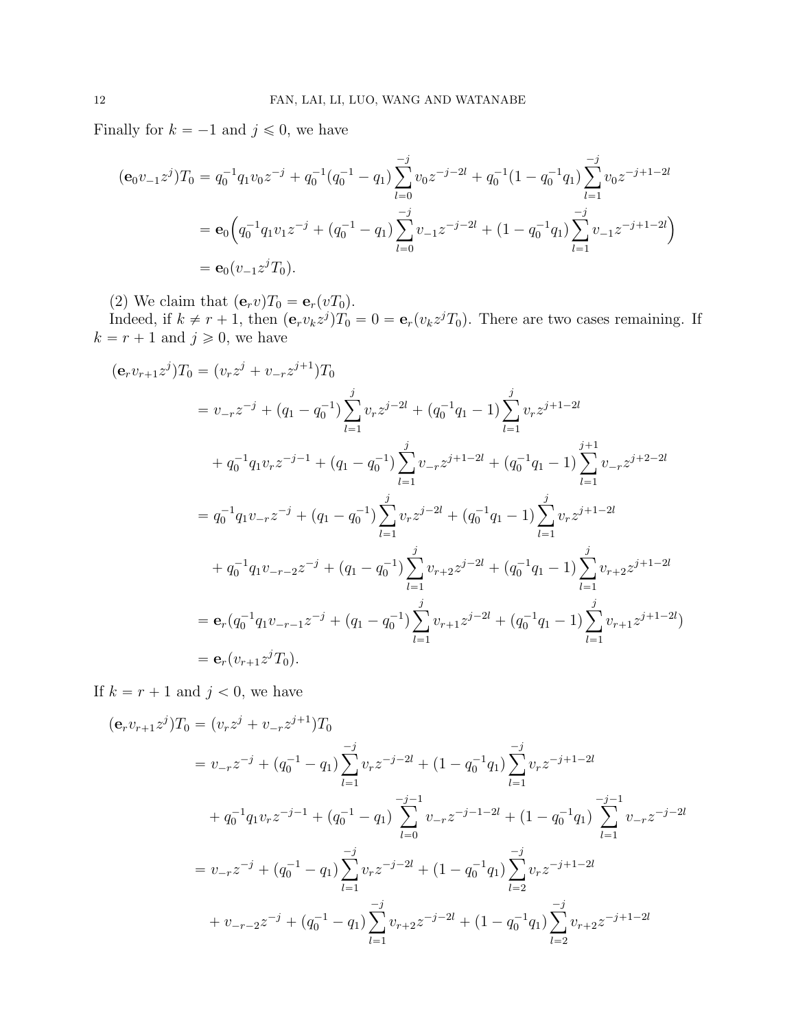Finally for $k = -1$ and $j \leqslant 0$, we have

$$
\begin{aligned}
(\mathbf{e}_0 v_{-1} z^j)T_0 &= q_0^{-1} q_1 v_0 z^{-j} + q_0^{-1}(q_0^{-1} - q_1) \sum_{l=0}^{-j} v_0 z^{-j-2l} + q_0^{-1}(1 - q_0^{-1} q_1) \sum_{l=1}^{-j} v_0 z^{-j+1-2l} \\
&= \mathbf{e}_0 \Big( q_0^{-1} q_1 v_1 z^{-j} + (q_0^{-1} - q_1) \sum_{l=0}^{-j} v_{-1} z^{-j-2l} + (1 - q_0^{-1} q_1) \sum_{l=1}^{-j} v_{-1} z^{-j+1-2l} \Big) \\
&= \mathbf{e}_0 (v_{-1} z^j T_0).
\end{aligned}
$$

(2) We claim that $(\mathbf{e}_r v)T_0 = \mathbf{e}_r(vT_0)$.

Indeed, if $k \neq r+1$, then $(\mathbf{e}_r v_k z^j)T_0 = 0 = \mathbf{e}_r(v_k z^j T_0)$. There are two cases remaining. If $k = r+1$ and $j \geqslant 0$, we have

$$
\begin{aligned}
(\mathbf{e}_r v_{r+1} z^j)T_0 &= (v_r z^j + v_{-r} z^{j+1})T_0 \\
&= v_{-r} z^{-j} + (q_1 - q_0^{-1}) \sum_{l=1}^{j} v_r z^{j-2l} + (q_0^{-1} q_1 - 1) \sum_{l=1}^{j} v_r z^{j+1-2l} \\
&\quad + q_0^{-1} q_1 v_r z^{-j-1} + (q_1 - q_0^{-1}) \sum_{l=1}^{j} v_{-r} z^{j+1-2l} + (q_0^{-1} q_1 - 1) \sum_{l=1}^{j+1} v_{-r} z^{j+2-2l} \\
&= q_0^{-1} q_1 v_{-r} z^{-j} + (q_1 - q_0^{-1}) \sum_{l=1}^{j} v_r z^{j-2l} + (q_0^{-1} q_1 - 1) \sum_{l=1}^{j} v_r z^{j+1-2l} \\
&\quad + q_0^{-1} q_1 v_{-r-2} z^{-j} + (q_1 - q_0^{-1}) \sum_{l=1}^{j} v_{r+2} z^{j-2l} + (q_0^{-1} q_1 - 1) \sum_{l=1}^{j} v_{r+2} z^{j+1-2l} \\
&= \mathbf{e}_r (q_0^{-1} q_1 v_{-r-1} z^{-j} + (q_1 - q_0^{-1}) \sum_{l=1}^{j} v_{r+1} z^{j-2l} + (q_0^{-1} q_1 - 1) \sum_{l=1}^{j} v_{r+1} z^{j+1-2l}) \\
&= \mathbf{e}_r (v_{r+1} z^j T_0).
\end{aligned}
$$

If $k = r+1$ and $j < 0$, we have

$$
\begin{aligned}
(\mathbf{e}_r v_{r+1} z^j)T_0 &= (v_r z^j + v_{-r} z^{j+1})T_0 \\
&= v_{-r} z^{-j} + (q_0^{-1} - q_1) \sum_{l=1}^{-j} v_r z^{-j-2l} + (1 - q_0^{-1} q_1) \sum_{l=1}^{-j} v_r z^{-j+1-2l} \\
&\quad + q_0^{-1} q_1 v_r z^{-j-1} + (q_0^{-1} - q_1) \sum_{l=0}^{-j-1} v_{-r} z^{-j-1-2l} + (1 - q_0^{-1} q_1) \sum_{l=1}^{-j-1} v_{-r} z^{-j-2l} \\
&= v_{-r} z^{-j} + (q_0^{-1} - q_1) \sum_{l=1}^{-j} v_r z^{-j-2l} + (1 - q_0^{-1} q_1) \sum_{l=2}^{-j} v_r z^{-j+1-2l} \\
&\quad + v_{-r-2} z^{-j} + (q_0^{-1} - q_1) \sum_{l=1}^{-j} v_{r+2} z^{-j-2l} + (1 - q_0^{-1} q_1) \sum_{l=2}^{-j} v_{r+2} z^{-j+1-2l}
\end{aligned}
$$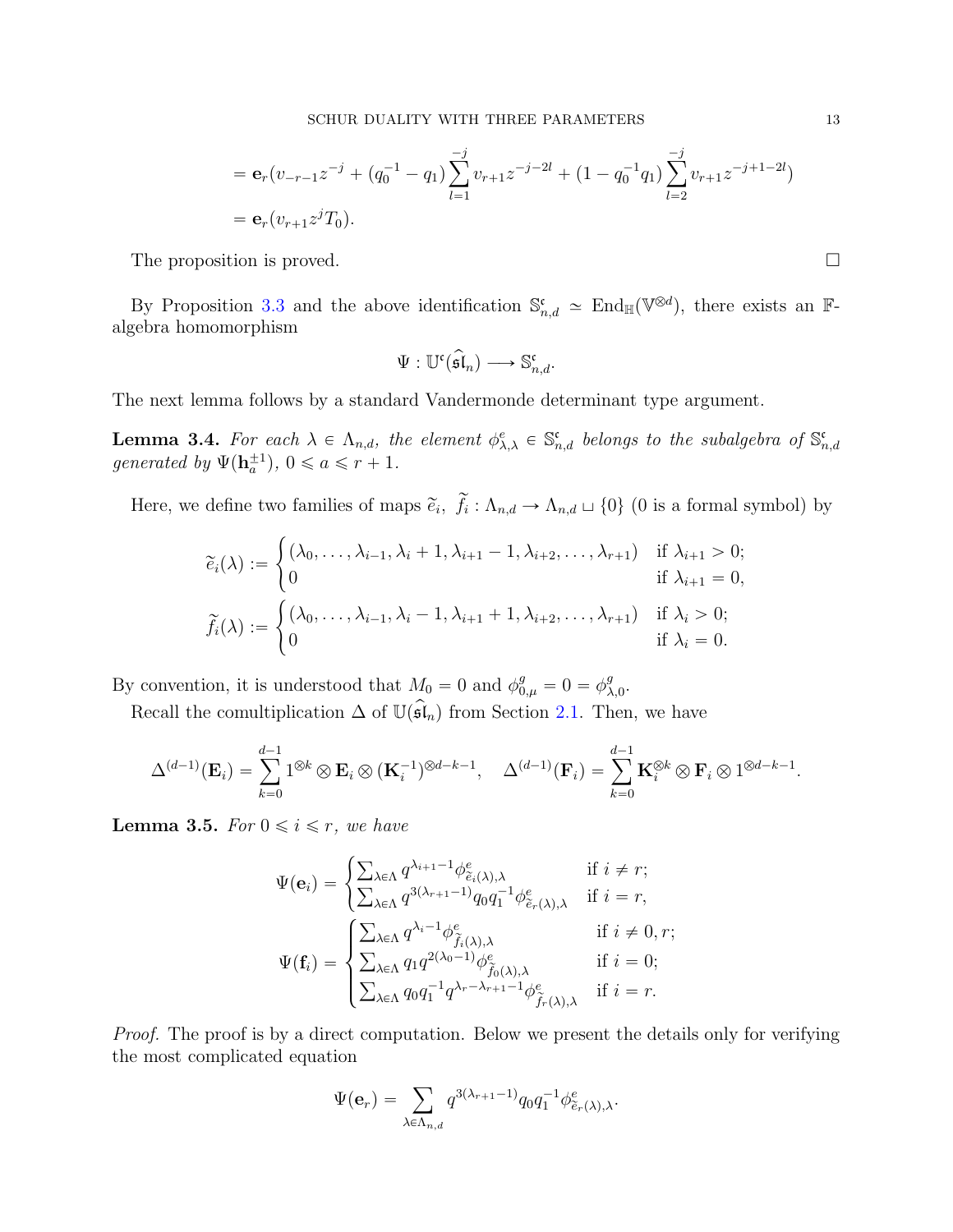$$= \mathbf{e}_r(v_{-r-1}z^{-j} + (q_0^{-1} - q_1)\sum_{l=1}^{-j} v_{r+1}z^{-j-2l} + (1 - q_0^{-1}q_1)\sum_{l=2}^{-j} v_{r+1}z^{-j+1-2l})$$
$$= \mathbf{e}_r(v_{r+1}z^jT_0).$$

The proposition is proved. $\square$

By Proposition 3.3 and the above identification $\mathbb{S}^{\mathfrak{c}}_{n,d} \simeq \mathrm{End}_{\mathbb{H}}(\mathbb{V}^{\otimes d})$, there exists an $\mathbb{F}$-algebra homomorphism

$$\Psi : \mathbb{U}^{\mathfrak{c}}(\widehat{\mathfrak{sl}}_n) \longrightarrow \mathbb{S}^{\mathfrak{c}}_{n,d}.$$

The next lemma follows by a standard Vandermonde determinant type argument.

**Lemma 3.4.** *For each $\lambda \in \Lambda_{n,d}$, the element $\phi^e_{\lambda,\lambda} \in \mathbb{S}^{\mathfrak{c}}_{n,d}$ belongs to the subalgebra of $\mathbb{S}^{\mathfrak{c}}_{n,d}$ generated by $\Psi(\mathbf{h}_a^{\pm 1})$, $0 \leqslant a \leqslant r+1$.*

Here, we define two families of maps $\widetilde{e}_i,\ \widetilde{f}_i : \Lambda_{n,d} \to \Lambda_{n,d} \sqcup \{0\}$ (0 is a formal symbol) by

$$\widetilde{e}_i(\lambda) := \begin{cases} (\lambda_0, \dots, \lambda_{i-1}, \lambda_i + 1, \lambda_{i+1} - 1, \lambda_{i+2}, \dots, \lambda_{r+1}) & \text{if } \lambda_{i+1} > 0; \\ 0 & \text{if } \lambda_{i+1} = 0, \end{cases}$$

$$\widetilde{f}_i(\lambda) := \begin{cases} (\lambda_0, \dots, \lambda_{i-1}, \lambda_i - 1, \lambda_{i+1} + 1, \lambda_{i+2}, \dots, \lambda_{r+1}) & \text{if } \lambda_i > 0; \\ 0 & \text{if } \lambda_i = 0. \end{cases}$$

By convention, it is understood that $M_0 = 0$ and $\phi^g_{0,\mu} = 0 = \phi^g_{\lambda,0}$.

Recall the comultiplication $\Delta$ of $\mathbb{U}(\widehat{\mathfrak{sl}}_n)$ from Section 2.1. Then, we have

$$\Delta^{(d-1)}(\mathbf{E}_i) = \sum_{k=0}^{d-1} 1^{\otimes k} \otimes \mathbf{E}_i \otimes (\mathbf{K}_i^{-1})^{\otimes d-k-1}, \quad \Delta^{(d-1)}(\mathbf{F}_i) = \sum_{k=0}^{d-1} \mathbf{K}_i^{\otimes k} \otimes \mathbf{F}_i \otimes 1^{\otimes d-k-1}.$$

**Lemma 3.5.** *For $0 \leqslant i \leqslant r$, we have*

$$\Psi(\mathbf{e}_i) = \begin{cases} \sum_{\lambda \in \Lambda} q^{\lambda_{i+1}-1} \phi^e_{\widetilde{e}_i(\lambda),\lambda} & \text{if } i \neq r; \\ \sum_{\lambda \in \Lambda} q^{3(\lambda_{r+1}-1)} q_0 q_1^{-1} \phi^e_{\widetilde{e}_r(\lambda),\lambda} & \text{if } i = r, \end{cases}$$

$$\Psi(\mathbf{f}_i) = \begin{cases} \sum_{\lambda \in \Lambda} q^{\lambda_i - 1} \phi^e_{\widetilde{f}_i(\lambda),\lambda} & \text{if } i \neq 0, r; \\ \sum_{\lambda \in \Lambda} q_1 q^{2(\lambda_0 - 1)} \phi^e_{\widetilde{f}_0(\lambda),\lambda} & \text{if } i = 0; \\ \sum_{\lambda \in \Lambda} q_0 q_1^{-1} q^{\lambda_r - \lambda_{r+1} - 1} \phi^e_{\widetilde{f}_r(\lambda),\lambda} & \text{if } i = r. \end{cases}$$

*Proof.* The proof is by a direct computation. Below we present the details only for verifying the most complicated equation

$$\Psi(\mathbf{e}_r) = \sum_{\lambda \in \Lambda_{n,d}} q^{3(\lambda_{r+1}-1)} q_0 q_1^{-1} \phi^e_{\widetilde{e}_r(\lambda),\lambda}.$$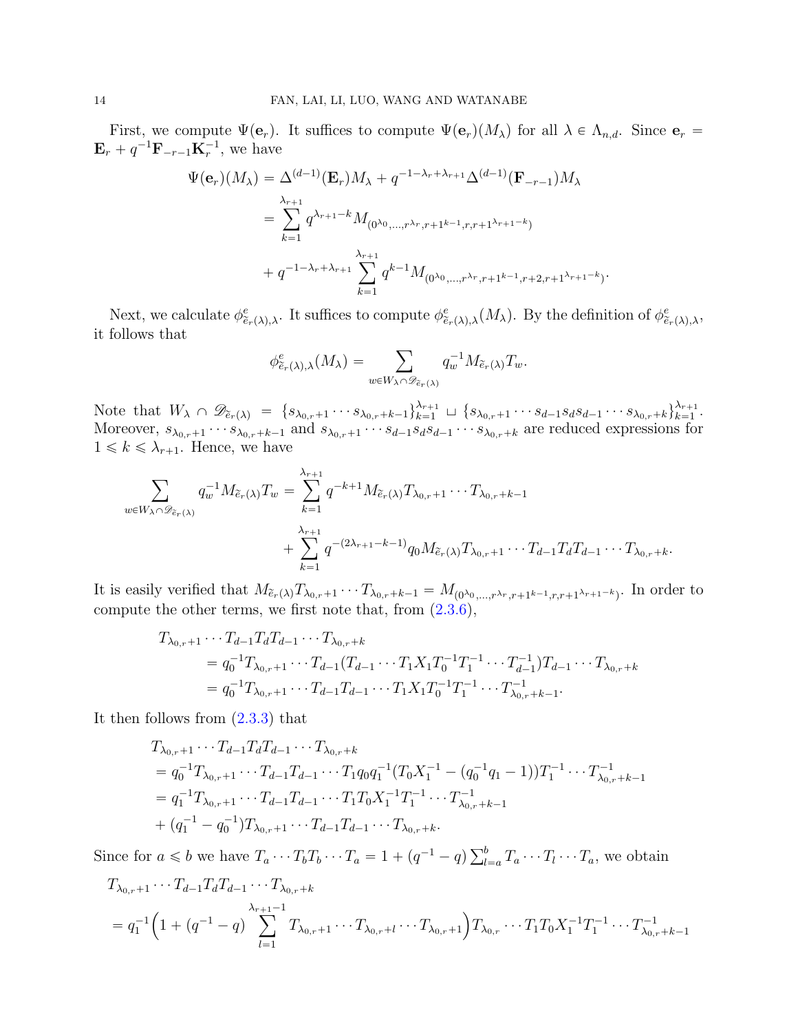First, we compute $\Psi(\mathbf{e}_r)$. It suffices to compute $\Psi(\mathbf{e}_r)(M_\lambda)$ for all $\lambda \in \Lambda_{n,d}$. Since $\mathbf{e}_r = \mathbf{E}_r + q^{-1}\mathbf{F}_{-r-1}\mathbf{K}_r^{-1}$, we have

$$
\begin{aligned}
\Psi(\mathbf{e}_r)(M_\lambda) &= \Delta^{(d-1)}(\mathbf{E}_r)M_\lambda + q^{-1-\lambda_r+\lambda_{r+1}}\Delta^{(d-1)}(\mathbf{F}_{-r-1})M_\lambda \\
&= \sum_{k=1}^{\lambda_{r+1}} q^{\lambda_{r+1}-k} M_{(0^{\lambda_0},\dots,r^{\lambda_r},r+1^{k-1},r,r+1^{\lambda_{r+1}-k})} \\
&\quad + q^{-1-\lambda_r+\lambda_{r+1}} \sum_{k=1}^{\lambda_{r+1}} q^{k-1} M_{(0^{\lambda_0},\dots,r^{\lambda_r},r+1^{k-1},r+2,r+1^{\lambda_{r+1}-k})}.
\end{aligned}
$$

Next, we calculate $\phi^e_{\widetilde{e}_r(\lambda),\lambda}$. It suffices to compute $\phi^e_{\widetilde{e}_r(\lambda),\lambda}(M_\lambda)$. By the definition of $\phi^e_{\widetilde{e}_r(\lambda),\lambda}$, it follows that

$$
\phi^e_{\widetilde{e}_r(\lambda),\lambda}(M_\lambda) = \sum_{w \in W_\lambda \cap \mathscr{D}_{\widetilde{e}_r(\lambda)}} q_w^{-1} M_{\widetilde{e}_r(\lambda)} T_w.
$$

Note that $W_\lambda \cap \mathscr{D}_{\widetilde{e}_r(\lambda)} = \{s_{\lambda_{0,r}+1}\cdots s_{\lambda_{0,r}+k-1}\}_{k=1}^{\lambda_{r+1}} \sqcup \{s_{\lambda_{0,r}+1}\cdots s_{d-1}s_d s_{d-1}\cdots s_{\lambda_{0,r}+k}\}_{k=1}^{\lambda_{r+1}}$. Moreover, $s_{\lambda_{0,r}+1}\cdots s_{\lambda_{0,r}+k-1}$ and $s_{\lambda_{0,r}+1}\cdots s_{d-1}s_d s_{d-1}\cdots s_{\lambda_{0,r}+k}$ are reduced expressions for $1 \leqslant k \leqslant \lambda_{r+1}$. Hence, we have

$$
\begin{aligned}
\sum_{w \in W_\lambda \cap \mathscr{D}_{\widetilde{e}_r(\lambda)}} q_w^{-1} M_{\widetilde{e}_r(\lambda)} T_w &= \sum_{k=1}^{\lambda_{r+1}} q^{-k+1} M_{\widetilde{e}_r(\lambda)} T_{\lambda_{0,r}+1}\cdots T_{\lambda_{0,r}+k-1} \\
&\quad + \sum_{k=1}^{\lambda_{r+1}} q^{-(2\lambda_{r+1}-k-1)} q_0 M_{\widetilde{e}_r(\lambda)} T_{\lambda_{0,r}+1}\cdots T_{d-1}T_d T_{d-1}\cdots T_{\lambda_{0,r}+k}.
\end{aligned}
$$

It is easily verified that $M_{\widetilde{e}_r(\lambda)} T_{\lambda_{0,r}+1}\cdots T_{\lambda_{0,r}+k-1} = M_{(0^{\lambda_0},\dots,r^{\lambda_r},r+1^{k-1},r,r+1^{\lambda_{r+1}-k})}$. In order to compute the other terms, we first note that, from (2.3.6),

$$
\begin{aligned}
&T_{\lambda_{0,r}+1}\cdots T_{d-1}T_d T_{d-1}\cdots T_{\lambda_{0,r}+k} \\
&\quad = q_0^{-1} T_{\lambda_{0,r}+1}\cdots T_{d-1}(T_{d-1}\cdots T_1 X_1 T_0^{-1} T_1^{-1}\cdots T_{d-1}^{-1}) T_{d-1}\cdots T_{\lambda_{0,r}+k} \\
&\quad = q_0^{-1} T_{\lambda_{0,r}+1}\cdots T_{d-1}T_{d-1}\cdots T_1 X_1 T_0^{-1} T_1^{-1}\cdots T_{\lambda_{0,r}+k-1}^{-1}.
\end{aligned}
$$

It then follows from (2.3.3) that

$$
\begin{aligned}
&T_{\lambda_{0,r}+1}\cdots T_{d-1}T_d T_{d-1}\cdots T_{\lambda_{0,r}+k} \\
&= q_0^{-1} T_{\lambda_{0,r}+1}\cdots T_{d-1}T_{d-1}\cdots T_1 q_0 q_1^{-1}(T_0 X_1^{-1} - (q_0^{-1}q_1 - 1)) T_1^{-1}\cdots T_{\lambda_{0,r}+k-1}^{-1} \\
&= q_1^{-1} T_{\lambda_{0,r}+1}\cdots T_{d-1}T_{d-1}\cdots T_1 T_0 X_1^{-1} T_1^{-1}\cdots T_{\lambda_{0,r}+k-1}^{-1} \\
&+ (q_1^{-1} - q_0^{-1}) T_{\lambda_{0,r}+1}\cdots T_{d-1}T_{d-1}\cdots T_{\lambda_{0,r}+k}.
\end{aligned}
$$

Since for $a \leqslant b$ we have $T_a \cdots T_b T_b \cdots T_a = 1 + (q^{-1} - q)\sum_{l=a}^{b} T_a \cdots T_l \cdots T_a$, we obtain

$$
\begin{aligned}
&T_{\lambda_{0,r}+1}\cdots T_{d-1}T_d T_{d-1}\cdots T_{\lambda_{0,r}+k} \\
&= q_1^{-1}\Big(1 + (q^{-1} - q)\sum_{l=1}^{\lambda_{r+1}-1} T_{\lambda_{0,r}+1}\cdots T_{\lambda_{0,r}+l}\cdots T_{\lambda_{0,r}+1}\Big) T_{\lambda_{0,r}}\cdots T_1 T_0 X_1^{-1} T_1^{-1}\cdots T_{\lambda_{0,r}+k-1}^{-1}
\end{aligned}
$$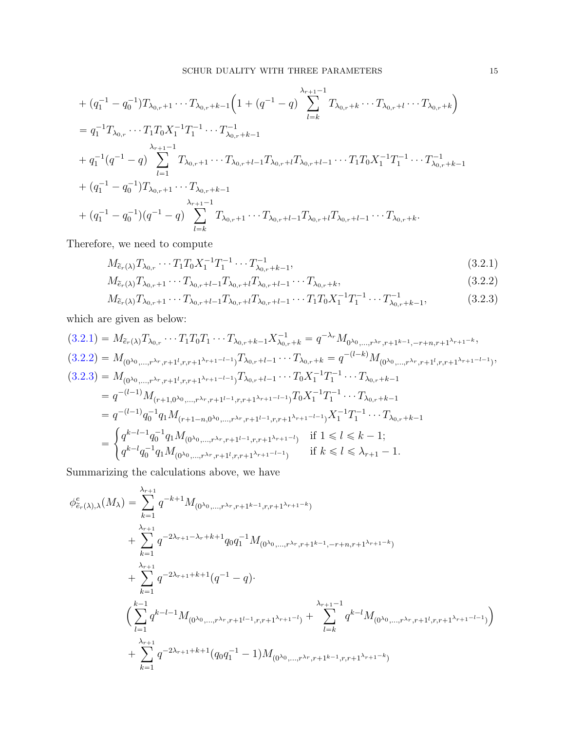$$
\begin{aligned}
&+ (q_1^{-1} - q_0^{-1}) T_{\lambda_{0,r}+1} \cdots T_{\lambda_{0,r}+k-1} \Big( 1 + (q^{-1} - q) \sum_{l=k}^{\lambda_{r+1}-1} T_{\lambda_{0,r}+k} \cdots T_{\lambda_{0,r}+l} \cdots T_{\lambda_{0,r}+k} \Big) \\
&= q_1^{-1} T_{\lambda_{0,r}} \cdots T_1 T_0 X_1^{-1} T_1^{-1} \cdots T_{\lambda_{0,r}+k-1}^{-1} \\
&+ q_1^{-1} (q^{-1} - q) \sum_{l=1}^{\lambda_{r+1}-1} T_{\lambda_{0,r}+1} \cdots T_{\lambda_{0,r}+l-1} T_{\lambda_{0,r}+l} T_{\lambda_{0,r}+l-1} \cdots T_1 T_0 X_1^{-1} T_1^{-1} \cdots T_{\lambda_{0,r}+k-1}^{-1} \\
&+ (q_1^{-1} - q_0^{-1}) T_{\lambda_{0,r}+1} \cdots T_{\lambda_{0,r}+k-1} \\
&+ (q_1^{-1} - q_0^{-1})(q^{-1} - q) \sum_{l=k}^{\lambda_{r+1}-1} T_{\lambda_{0,r}+1} \cdots T_{\lambda_{0,r}+l-1} T_{\lambda_{0,r}+l} T_{\lambda_{0,r}+l-1} \cdots T_{\lambda_{0,r}+k}.
\end{aligned}
$$

Therefore, we need to compute

$$
M_{\widetilde{e}_r(\lambda)} T_{\lambda_{0,r}} \cdots T_1 T_0 X_1^{-1} T_1^{-1} \cdots T_{\lambda_{0,r}+k-1}^{-1}, \tag{3.2.1}
$$

$$
M_{\widetilde{e}_r(\lambda)} T_{\lambda_{0,r}+1} \cdots T_{\lambda_{0,r}+l-1} T_{\lambda_{0,r}+l} T_{\lambda_{0,r}+l-1} \cdots T_{\lambda_{0,r}+k}, \tag{3.2.2}
$$

$$
M_{\widetilde{e}_r(\lambda)} T_{\lambda_{0,r}+1} \cdots T_{\lambda_{0,r}+l-1} T_{\lambda_{0,r}+l} T_{\lambda_{0,r}+l-1} \cdots T_1 T_0 X_1^{-1} T_1^{-1} \cdots T_{\lambda_{0,r}+k-1}^{-1}, \tag{3.2.3}
$$

which are given as below:

$$
\begin{aligned}
(3.2.1) &= M_{\widetilde{e}_r(\lambda)} T_{\lambda_{0,r}} \cdots T_1 T_0 T_1 \cdots T_{\lambda_{0,r}+k-1} X_{\lambda_{0,r}+k}^{-1} = q^{-\lambda_r} M_{0^{\lambda_0}, \ldots, r^{\lambda_r}, r+1^{k-1}, -r+n, r+1^{\lambda_{r+1}-k}}, \\
(3.2.2) &= M_{(0^{\lambda_0}, \ldots, r^{\lambda_r}, r+1^{l}, r, r+1^{\lambda_{r+1}-l-1})} T_{\lambda_{0,r}+l-1} \cdots T_{\lambda_{0,r}+k} = q^{-(l-k)} M_{(0^{\lambda_0}, \ldots, r^{\lambda_r}, r+1^{l}, r, r+1^{\lambda_{r+1}-l-1})}, \\
(3.2.3) &= M_{(0^{\lambda_0}, \ldots, r^{\lambda_r}, r+1^{l}, r, r+1^{\lambda_{r+1}-l-1})} T_{\lambda_{0,r}+l-1} \cdots T_0 X_1^{-1} T_1^{-1} \cdots T_{\lambda_{0,r}+k-1} \\
&= q^{-(l-1)} M_{(r+1, 0^{\lambda_0}, \ldots, r^{\lambda_r}, r+1^{l-1}, r, r+1^{\lambda_{r+1}-l-1})} T_0 X_1^{-1} T_1^{-1} \cdots T_{\lambda_{0,r}+k-1} \\
&= q^{-(l-1)} q_0^{-1} q_1 M_{(r+1-n, 0^{\lambda_0}, \ldots, r^{\lambda_r}, r+1^{l-1}, r, r+1^{\lambda_{r+1}-l-1})} X_1^{-1} T_1^{-1} \cdots T_{\lambda_{0,r}+k-1} \\
&= \begin{cases} q^{k-l-1} q_0^{-1} q_1 M_{(0^{\lambda_0}, \ldots, r^{\lambda_r}, r+1^{l-1}, r, r+1^{\lambda_{r+1}-l})} & \text{if } 1 \leqslant l \leqslant k-1; \\ q^{k-l} q_0^{-1} q_1 M_{(0^{\lambda_0}, \ldots, r^{\lambda_r}, r+1^{l}, r, r+1^{\lambda_{r+1}-l-1})} & \text{if } k \leqslant l \leqslant \lambda_{r+1}-1. \end{cases}
\end{aligned}
$$

Summarizing the calculations above, we have

$$
\begin{aligned}
\phi^{e}_{\widetilde{e}_r(\lambda), \lambda}(M_\lambda) &= \sum_{k=1}^{\lambda_{r+1}} q^{-k+1} M_{(0^{\lambda_0}, \ldots, r^{\lambda_r}, r+1^{k-1}, r, r+1^{\lambda_{r+1}-k})} \\
&+ \sum_{k=1}^{\lambda_{r+1}} q^{-2\lambda_{r+1} - \lambda_r + k + 1} q_0 q_1^{-1} M_{(0^{\lambda_0}, \ldots, r^{\lambda_r}, r+1^{k-1}, -r+n, r+1^{\lambda_{r+1}-k})} \\
&+ \sum_{k=1}^{\lambda_{r+1}} q^{-2\lambda_{r+1} + k + 1} (q^{-1} - q) \cdot \\
&\Big( \sum_{l=1}^{k-1} q^{k-l-1} M_{(0^{\lambda_0}, \ldots, r^{\lambda_r}, r+1^{l-1}, r, r+1^{\lambda_{r+1}-l})} + \sum_{l=k}^{\lambda_{r+1}-1} q^{k-l} M_{(0^{\lambda_0}, \ldots, r^{\lambda_r}, r+1^{l}, r, r+1^{\lambda_{r+1}-l-1})} \Big) \\
&+ \sum_{k=1}^{\lambda_{r+1}} q^{-2\lambda_{r+1} + k + 1} (q_0 q_1^{-1} - 1) M_{(0^{\lambda_0}, \ldots, r^{\lambda_r}, r+1^{k-1}, r, r+1^{\lambda_{r+1}-k})}
\end{aligned}
$$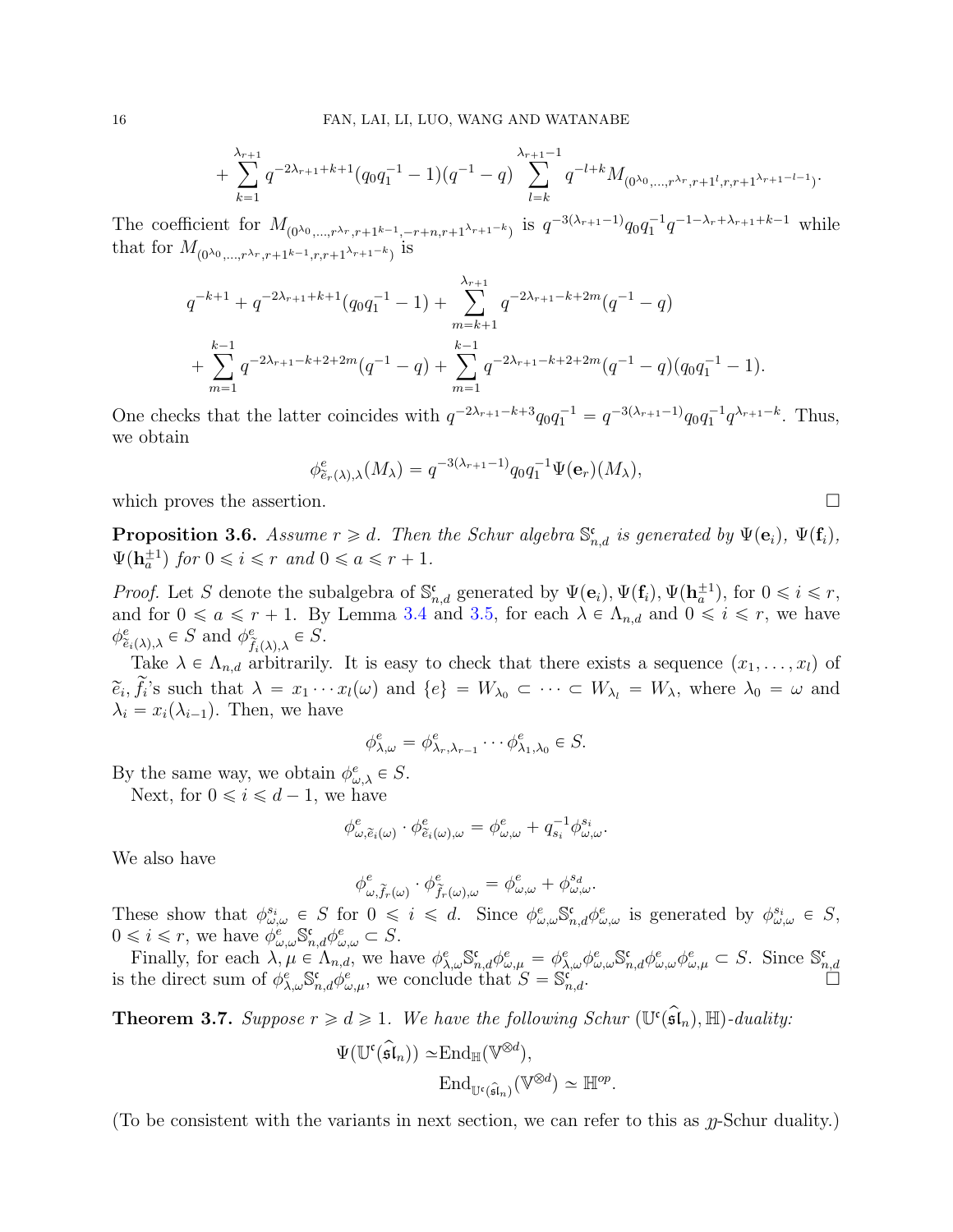$$+\sum_{k=1}^{\lambda_{r+1}} q^{-2\lambda_{r+1}+k+1}(q_0 q_1^{-1}-1)(q^{-1}-q)\sum_{l=k}^{\lambda_{r+1}-1} q^{-l+k} M_{(0^{\lambda_0},\dots,r^{\lambda_r},r+1^l,r,r+1^{\lambda_{r+1}-l-1})}.$$

The coefficient for $M_{(0^{\lambda_0},\dots,r^{\lambda_r},r+1^{k-1},-r+n,r+1^{\lambda_{r+1}-k})}$ is $q^{-3(\lambda_{r+1}-1)}q_0q_1^{-1}q^{-1-\lambda_r+\lambda_{r+1}+k-1}$ while that for $M_{(0^{\lambda_0},\dots,r^{\lambda_r},r+1^{k-1},r,r+1^{\lambda_{r+1}-k})}$ is

$$\begin{aligned}
&q^{-k+1}+q^{-2\lambda_{r+1}+k+1}(q_0q_1^{-1}-1)+\sum_{m=k+1}^{\lambda_{r+1}} q^{-2\lambda_{r+1}-k+2m}(q^{-1}-q)\\
&+\sum_{m=1}^{k-1} q^{-2\lambda_{r+1}-k+2+2m}(q^{-1}-q)+\sum_{m=1}^{k-1} q^{-2\lambda_{r+1}-k+2+2m}(q^{-1}-q)(q_0q_1^{-1}-1).
\end{aligned}$$

One checks that the latter coincides with $q^{-2\lambda_{r+1}-k+3}q_0q_1^{-1}=q^{-3(\lambda_{r+1}-1)}q_0q_1^{-1}q^{\lambda_{r+1}-k}$. Thus, we obtain

$$\phi^e_{\widetilde{e}_r(\lambda),\lambda}(M_\lambda)=q^{-3(\lambda_{r+1}-1)}q_0q_1^{-1}\Psi(\mathbf{e}_r)(M_\lambda),$$

which proves the assertion. $\square$

**Proposition 3.6.** *Assume $r\geqslant d$. Then the Schur algebra $\mathbb{S}^{\mathfrak{c}}_{n,d}$ is generated by $\Psi(\mathbf{e}_i)$, $\Psi(\mathbf{f}_i)$, $\Psi(\mathbf{h}_a^{\pm1})$ for $0\leqslant i\leqslant r$ and $0\leqslant a\leqslant r+1$.*

*Proof.* Let $S$ denote the subalgebra of $\mathbb{S}^{\mathfrak{c}}_{n,d}$ generated by $\Psi(\mathbf{e}_i),\Psi(\mathbf{f}_i),\Psi(\mathbf{h}_a^{\pm1})$, for $0\leqslant i\leqslant r$, and for $0\leqslant a\leqslant r+1$. By Lemma 3.4 and 3.5, for each $\lambda\in\Lambda_{n,d}$ and $0\leqslant i\leqslant r$, we have $\phi^e_{\widetilde{e}_i(\lambda),\lambda}\in S$ and $\phi^e_{\widetilde{f}_i(\lambda),\lambda}\in S$.

Take $\lambda\in\Lambda_{n,d}$ arbitrarily. It is easy to check that there exists a sequence $(x_1,\dots,x_l)$ of $\widetilde{e}_i,\widetilde{f}_i$'s such that $\lambda=x_1\cdots x_l(\omega)$ and $\{e\}=W_{\lambda_0}\subset\cdots\subset W_{\lambda_l}=W_\lambda$, where $\lambda_0=\omega$ and $\lambda_i=x_i(\lambda_{i-1})$. Then, we have

$$\phi^e_{\lambda,\omega}=\phi^e_{\lambda_r,\lambda_{r-1}}\cdots\phi^e_{\lambda_1,\lambda_0}\in S.$$

By the same way, we obtain $\phi^e_{\omega,\lambda}\in S$.

Next, for $0\leqslant i\leqslant d-1$, we have

$$\phi^e_{\omega,\widetilde{e}_i(\omega)}\cdot\phi^e_{\widetilde{e}_i(\omega),\omega}=\phi^e_{\omega,\omega}+q_{s_i}^{-1}\phi^{s_i}_{\omega,\omega}.$$

We also have

$$\phi^e_{\omega,\widetilde{f}_r(\omega)}\cdot\phi^e_{\widetilde{f}_r(\omega),\omega}=\phi^e_{\omega,\omega}+\phi^{s_d}_{\omega,\omega}.$$

These show that $\phi^{s_i}_{\omega,\omega}\in S$ for $0\leqslant i\leqslant d$. Since $\phi^e_{\omega,\omega}\mathbb{S}^{\mathfrak{c}}_{n,d}\phi^e_{\omega,\omega}$ is generated by $\phi^{s_i}_{\omega,\omega}\in S$, $0\leqslant i\leqslant r$, we have $\phi^e_{\omega,\omega}\mathbb{S}^{\mathfrak{c}}_{n,d}\phi^e_{\omega,\omega}\subset S$.

Finally, for each $\lambda,\mu\in\Lambda_{n,d}$, we have $\phi^e_{\lambda,\omega}\mathbb{S}^{\mathfrak{c}}_{n,d}\phi^e_{\omega,\mu}=\phi^e_{\lambda,\omega}\phi^e_{\omega,\omega}\mathbb{S}^{\mathfrak{c}}_{n,d}\phi^e_{\omega,\omega}\phi^e_{\omega,\mu}\subset S$. Since $\mathbb{S}^{\mathfrak{c}}_{n,d}$ is the direct sum of $\phi^e_{\lambda,\omega}\mathbb{S}^{\mathfrak{c}}_{n,d}\phi^e_{\omega,\mu}$, we conclude that $S=\mathbb{S}^{\mathfrak{c}}_{n,d}$. $\square$

**Theorem 3.7.** *Suppose $r\geqslant d\geqslant 1$. We have the following Schur $(\mathbb{U}^{\mathfrak{c}}(\widehat{\mathfrak{sl}}_n),\mathbb{H})$-duality:*

$$\begin{aligned}
\Psi(\mathbb{U}^{\mathfrak{c}}(\widehat{\mathfrak{sl}}_n))\simeq&\operatorname{End}_{\mathbb{H}}(\mathbb{V}^{\otimes d}),\\
&\operatorname{End}_{\mathbb{U}^{\mathfrak{c}}(\widehat{\mathfrak{sl}}_n)}(\mathbb{V}^{\otimes d})\simeq\mathbb{H}^{op}.
\end{aligned}$$

(To be consistent with the variants in next section, we can refer to this as $\jmath$-Schur duality.)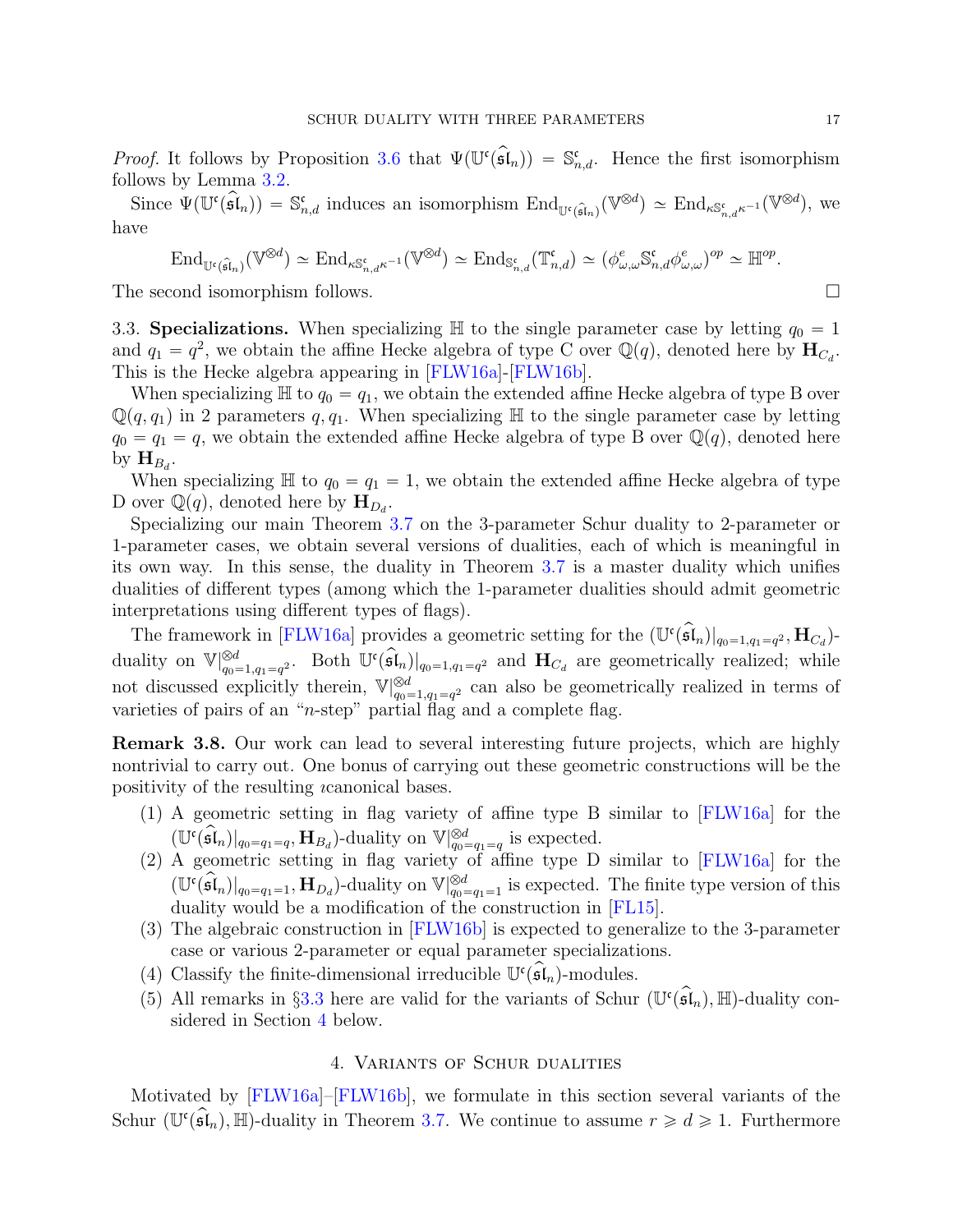*Proof.* It follows by Proposition 3.6 that $\Psi(\mathbb{U}^\mathfrak{c}(\widehat{\mathfrak{sl}}_n)) = \mathbb{S}^\mathfrak{c}_{n,d}$. Hence the first isomorphism follows by Lemma 3.2.

Since $\Psi(\mathbb{U}^\mathfrak{c}(\widehat{\mathfrak{sl}}_n)) = \mathbb{S}^\mathfrak{c}_{n,d}$ induces an isomorphism $\mathrm{End}_{\mathbb{U}^\mathfrak{c}(\widehat{\mathfrak{sl}}_n)}(\mathbb{V}^{\otimes d}) \simeq \mathrm{End}_{\kappa \mathbb{S}^\mathfrak{c}_{n,d}\kappa^{-1}}(\mathbb{V}^{\otimes d})$, we have

$$\mathrm{End}_{\mathbb{U}^\mathfrak{c}(\widehat{\mathfrak{sl}}_n)}(\mathbb{V}^{\otimes d}) \simeq \mathrm{End}_{\kappa \mathbb{S}^\mathfrak{c}_{n,d}\kappa^{-1}}(\mathbb{V}^{\otimes d}) \simeq \mathrm{End}_{\mathbb{S}^\mathfrak{c}_{n,d}}(\mathbb{T}^\mathfrak{c}_{n,d}) \simeq (\phi^e_{\omega,\omega}\mathbb{S}^\mathfrak{c}_{n,d}\phi^e_{\omega,\omega})^{op} \simeq \mathbb{H}^{op}.$$

The second isomorphism follows. □

3.3. **Specializations.** When specializing $\mathbb{H}$ to the single parameter case by letting $q_0 = 1$ and $q_1 = q^2$, we obtain the affine Hecke algebra of type C over $\mathbb{Q}(q)$, denoted here by $\mathbf{H}_{C_d}$. This is the Hecke algebra appearing in [FLW16a]-[FLW16b].

When specializing $\mathbb{H}$ to $q_0 = q_1$, we obtain the extended affine Hecke algebra of type B over $\mathbb{Q}(q, q_1)$ in 2 parameters $q, q_1$. When specializing $\mathbb{H}$ to the single parameter case by letting $q_0 = q_1 = q$, we obtain the extended affine Hecke algebra of type B over $\mathbb{Q}(q)$, denoted here by $\mathbf{H}_{B_d}$.

When specializing $\mathbb{H}$ to $q_0 = q_1 = 1$, we obtain the extended affine Hecke algebra of type D over $\mathbb{Q}(q)$, denoted here by $\mathbf{H}_{D_d}$.

Specializing our main Theorem 3.7 on the 3-parameter Schur duality to 2-parameter or 1-parameter cases, we obtain several versions of dualities, each of which is meaningful in its own way. In this sense, the duality in Theorem 3.7 is a master duality which unifies dualities of different types (among which the 1-parameter dualities should admit geometric interpretations using different types of flags).

The framework in [FLW16a] provides a geometric setting for the $(\mathbb{U}^\mathfrak{c}(\widehat{\mathfrak{sl}}_n)|_{q_0=1,q_1=q^2}, \mathbf{H}_{C_d})$-duality on $\mathbb{V}|^{\otimes d}_{q_0=1,q_1=q^2}$. Both $\mathbb{U}^\mathfrak{c}(\widehat{\mathfrak{sl}}_n)|_{q_0=1,q_1=q^2}$ and $\mathbf{H}_{C_d}$ are geometrically realized; while not discussed explicitly therein, $\mathbb{V}|^{\otimes d}_{q_0=1,q_1=q^2}$ can also be geometrically realized in terms of varieties of pairs of an "$n$-step" partial flag and a complete flag.

**Remark 3.8.** Our work can lead to several interesting future projects, which are highly nontrivial to carry out. One bonus of carrying out these geometric constructions will be the positivity of the resulting $\imath$canonical bases.

1. A geometric setting in flag variety of affine type B similar to [FLW16a] for the $(\mathbb{U}^\mathfrak{c}(\widehat{\mathfrak{sl}}_n)|_{q_0=q_1=q}, \mathbf{H}_{B_d})$-duality on $\mathbb{V}|^{\otimes d}_{q_0=q_1=q}$ is expected.
2. A geometric setting in flag variety of affine type D similar to [FLW16a] for the $(\mathbb{U}^\mathfrak{c}(\widehat{\mathfrak{sl}}_n)|_{q_0=q_1=1}, \mathbf{H}_{D_d})$-duality on $\mathbb{V}|^{\otimes d}_{q_0=q_1=1}$ is expected. The finite type version of this duality would be a modification of the construction in [FL15].
3. The algebraic construction in [FLW16b] is expected to generalize to the 3-parameter case or various 2-parameter or equal parameter specializations.
4. Classify the finite-dimensional irreducible $\mathbb{U}^\mathfrak{c}(\widehat{\mathfrak{sl}}_n)$-modules.
5. All remarks in §3.3 here are valid for the variants of Schur $(\mathbb{U}^\mathfrak{c}(\widehat{\mathfrak{sl}}_n), \mathbb{H})$-duality considered in Section 4 below.

## 4. Variants of Schur dualities

Motivated by [FLW16a]–[FLW16b], we formulate in this section several variants of the Schur $(\mathbb{U}^\mathfrak{c}(\widehat{\mathfrak{sl}}_n), \mathbb{H})$-duality in Theorem 3.7. We continue to assume $r \geqslant d \geqslant 1$. Furthermore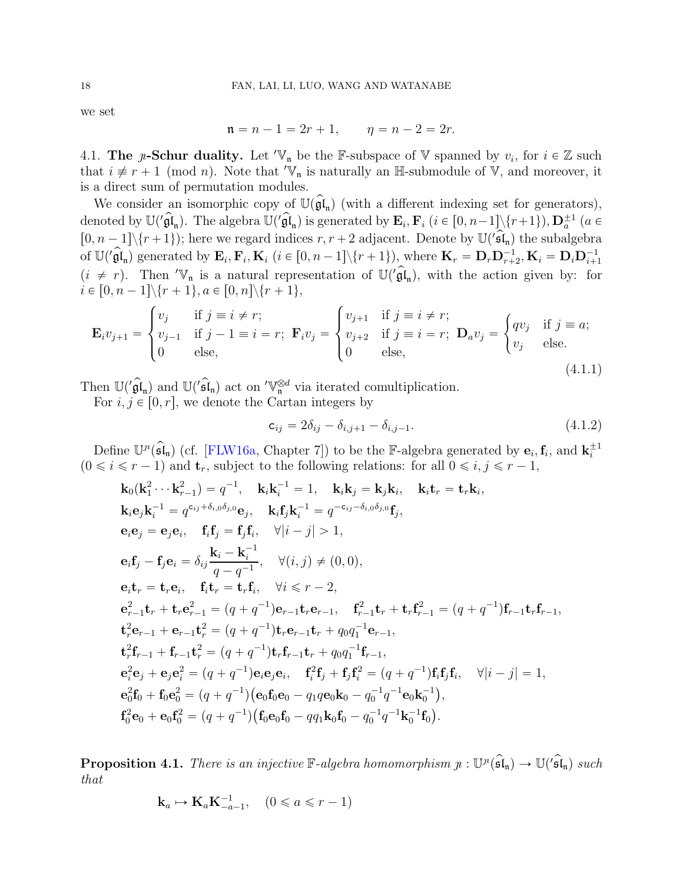we set

$$\mathfrak{n} = n - 1 = 2r + 1, \qquad \eta = n - 2 = 2r.$$

4.1. **The $\jmath$-Schur duality.** Let ${}'\mathbb{V}_{\mathfrak{n}}$ be the $\mathbb{F}$-subspace of $\mathbb{V}$ spanned by $v_i$, for $i \in \mathbb{Z}$ such that $i \not\equiv r+1 \pmod n$. Note that ${}'\mathbb{V}_{\mathfrak{n}}$ is naturally an $\mathbb{H}$-submodule of $\mathbb{V}$, and moreover, it is a direct sum of permutation modules.

We consider an isomorphic copy of $\mathbb{U}(\widehat{\mathfrak{gl}}_{\mathfrak{n}})$ (with a different indexing set for generators), denoted by $\mathbb{U}({}'\widehat{\mathfrak{gl}}_{\mathfrak{n}})$. The algebra $\mathbb{U}({}'\widehat{\mathfrak{gl}}_{\mathfrak{n}})$ is generated by $\mathbf{E}_i, \mathbf{F}_i$ ($i \in [0, n-1]\backslash\{r+1\}$), $\mathbf{D}_a^{\pm 1}$ ($a \in [0, n-1]\backslash\{r+1\}$); here we regard indices $r, r+2$ adjacent. Denote by $\mathbb{U}({}'\widehat{\mathfrak{sl}}_{\mathfrak{n}})$ the subalgebra of $\mathbb{U}({}'\widehat{\mathfrak{gl}}_{\mathfrak{n}})$ generated by $\mathbf{E}_i, \mathbf{F}_i, \mathbf{K}_i$ ($i \in [0, n-1]\backslash\{r+1\}$), where $\mathbf{K}_r = \mathbf{D}_r\mathbf{D}_{r+2}^{-1}, \mathbf{K}_i = \mathbf{D}_i\mathbf{D}_{i+1}^{-1}$ ($i \neq r$). Then ${}'\mathbb{V}_{\mathfrak{n}}$ is a natural representation of $\mathbb{U}({}'\widehat{\mathfrak{gl}}_{\mathfrak{n}})$, with the action given by: for $i \in [0, n-1]\backslash\{r+1\}, a \in [0, n]\backslash\{r+1\}$,

$$\mathbf{E}_i v_{j+1} = \begin{cases} v_j & \text{if } j \equiv i \neq r; \\ v_{j-1} & \text{if } j-1 \equiv i = r; \\ 0 & \text{else,} \end{cases} \quad \mathbf{F}_i v_j = \begin{cases} v_{j+1} & \text{if } j \equiv i \neq r; \\ v_{j+2} & \text{if } j \equiv i = r; \\ 0 & \text{else,} \end{cases} \quad \mathbf{D}_a v_j = \begin{cases} q v_j & \text{if } j \equiv a; \\ v_j & \text{else.} \end{cases} \tag{4.1.1}$$

Then $\mathbb{U}({}'\widehat{\mathfrak{gl}}_{\mathfrak{n}})$ and $\mathbb{U}({}'\widehat{\mathfrak{sl}}_{\mathfrak{n}})$ act on ${}'\mathbb{V}_{\mathfrak{n}}^{\otimes d}$ via iterated comultiplication.

For $i, j \in [0, r]$, we denote the Cartan integers by

$$\mathsf{c}_{ij} = 2\delta_{ij} - \delta_{i,j+1} - \delta_{i,j-1}. \tag{4.1.2}$$

Define $\mathbb{U}^{\jmath}(\widehat{\mathfrak{sl}}_{\mathfrak{n}})$ (cf. [FLW16a, Chapter 7]) to be the $\mathbb{F}$-algebra generated by $\mathbf{e}_i, \mathbf{f}_i$, and $\mathbf{k}_i^{\pm 1}$ ($0 \leqslant i \leqslant r-1$) and $\mathbf{t}_r$, subject to the following relations: for all $0 \leqslant i, j \leqslant r-1$,

$$\begin{aligned}
&\mathbf{k}_0(\mathbf{k}_1^2 \cdots \mathbf{k}_{r-1}^2) = q^{-1}, \quad \mathbf{k}_i\mathbf{k}_i^{-1} = 1, \quad \mathbf{k}_i\mathbf{k}_j = \mathbf{k}_j\mathbf{k}_i, \quad \mathbf{k}_i\mathbf{t}_r = \mathbf{t}_r\mathbf{k}_i, \\
&\mathbf{k}_i\mathbf{e}_j\mathbf{k}_i^{-1} = q^{\mathsf{c}_{ij}+\delta_{i,0}\delta_{j,0}}\mathbf{e}_j, \quad \mathbf{k}_i\mathbf{f}_j\mathbf{k}_i^{-1} = q^{-\mathsf{c}_{ij}-\delta_{i,0}\delta_{j,0}}\mathbf{f}_j, \\
&\mathbf{e}_i\mathbf{e}_j = \mathbf{e}_j\mathbf{e}_i, \quad \mathbf{f}_i\mathbf{f}_j = \mathbf{f}_j\mathbf{f}_i, \quad \forall |i-j| > 1, \\
&\mathbf{e}_i\mathbf{f}_j - \mathbf{f}_j\mathbf{e}_i = \delta_{ij}\frac{\mathbf{k}_i - \mathbf{k}_i^{-1}}{q - q^{-1}}, \quad \forall (i,j) \neq (0,0), \\
&\mathbf{e}_i\mathbf{t}_r = \mathbf{t}_r\mathbf{e}_i, \quad \mathbf{f}_i\mathbf{t}_r = \mathbf{t}_r\mathbf{f}_i, \quad \forall i \leqslant r-2, \\
&\mathbf{e}_{r-1}^2\mathbf{t}_r + \mathbf{t}_r\mathbf{e}_{r-1}^2 = (q+q^{-1})\mathbf{e}_{r-1}\mathbf{t}_r\mathbf{e}_{r-1}, \quad \mathbf{f}_{r-1}^2\mathbf{t}_r + \mathbf{t}_r\mathbf{f}_{r-1}^2 = (q+q^{-1})\mathbf{f}_{r-1}\mathbf{t}_r\mathbf{f}_{r-1}, \\
&\mathbf{t}_r^2\mathbf{e}_{r-1} + \mathbf{e}_{r-1}\mathbf{t}_r^2 = (q+q^{-1})\mathbf{t}_r\mathbf{e}_{r-1}\mathbf{t}_r + q_0q_1^{-1}\mathbf{e}_{r-1}, \\
&\mathbf{t}_r^2\mathbf{f}_{r-1} + \mathbf{f}_{r-1}\mathbf{t}_r^2 = (q+q^{-1})\mathbf{t}_r\mathbf{f}_{r-1}\mathbf{t}_r + q_0q_1^{-1}\mathbf{f}_{r-1}, \\
&\mathbf{e}_i^2\mathbf{e}_j + \mathbf{e}_j\mathbf{e}_i^2 = (q+q^{-1})\mathbf{e}_i\mathbf{e}_j\mathbf{e}_i, \quad \mathbf{f}_i^2\mathbf{f}_j + \mathbf{f}_j\mathbf{f}_i^2 = (q+q^{-1})\mathbf{f}_i\mathbf{f}_j\mathbf{f}_i, \quad \forall |i-j| = 1, \\
&\mathbf{e}_0^2\mathbf{f}_0 + \mathbf{f}_0\mathbf{e}_0^2 = (q+q^{-1})\big(\mathbf{e}_0\mathbf{f}_0\mathbf{e}_0 - q_1q\mathbf{e}_0\mathbf{k}_0 - q_0^{-1}q^{-1}\mathbf{e}_0\mathbf{k}_0^{-1}\big), \\
&\mathbf{f}_0^2\mathbf{e}_0 + \mathbf{e}_0\mathbf{f}_0^2 = (q+q^{-1})\big(\mathbf{f}_0\mathbf{e}_0\mathbf{f}_0 - qq_1\mathbf{k}_0\mathbf{f}_0 - q_0^{-1}q^{-1}\mathbf{k}_0^{-1}\mathbf{f}_0\big).
\end{aligned}$$

**Proposition 4.1.** *There is an injective $\mathbb{F}$-algebra homomorphism $\jmath : \mathbb{U}^{\jmath}(\widehat{\mathfrak{sl}}_{\mathfrak{n}}) \to \mathbb{U}({}'\widehat{\mathfrak{sl}}_{\mathfrak{n}})$ such that*

$$\mathbf{k}_a \mapsto \mathbf{K}_a\mathbf{K}_{-a-1}^{-1}, \quad (0 \leqslant a \leqslant r-1)$$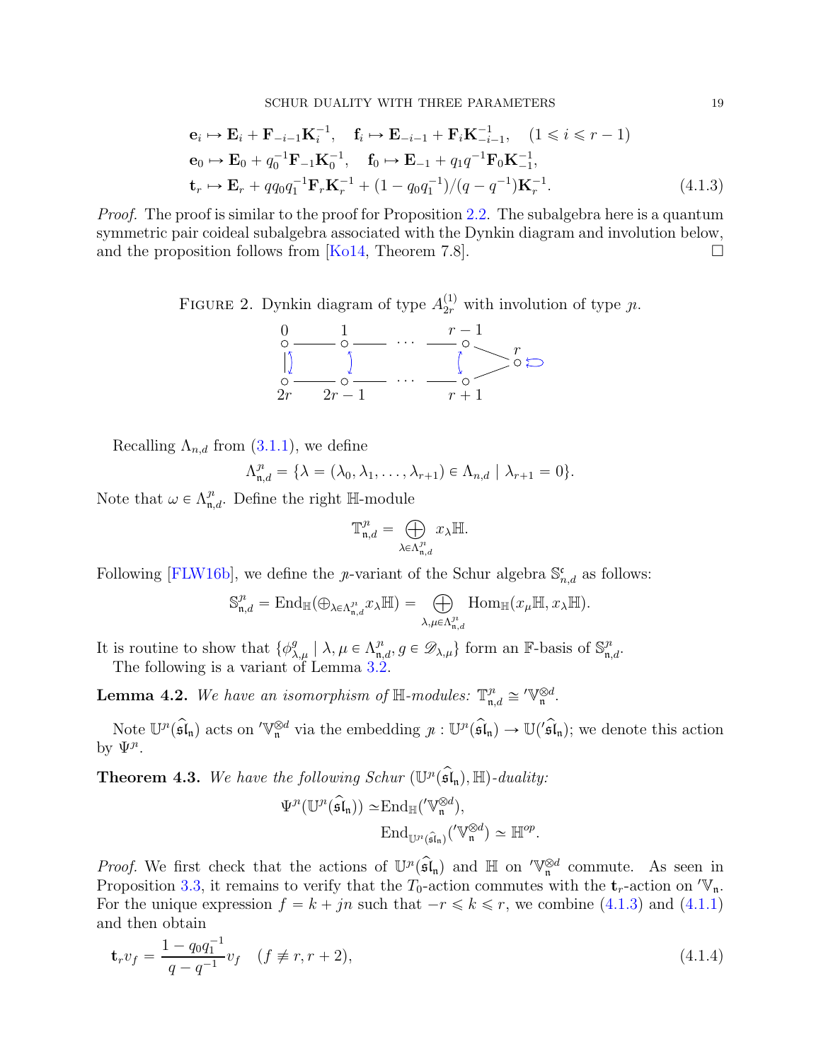$$
\begin{aligned}
&\mathbf{e}_i \mapsto \mathbf{E}_i + \mathbf{F}_{-i-1}\mathbf{K}_i^{-1}, \quad \mathbf{f}_i \mapsto \mathbf{E}_{-i-1} + \mathbf{F}_i\mathbf{K}_{-i-1}^{-1}, \quad (1 \leqslant i \leqslant r-1)\\
&\mathbf{e}_0 \mapsto \mathbf{E}_0 + q_0^{-1}\mathbf{F}_{-1}\mathbf{K}_0^{-1}, \quad \mathbf{f}_0 \mapsto \mathbf{E}_{-1} + q_1 q^{-1}\mathbf{F}_0\mathbf{K}_{-1}^{-1},\\
&\mathbf{t}_r \mapsto \mathbf{E}_r + qq_0q_1^{-1}\mathbf{F}_r\mathbf{K}_r^{-1} + (1-q_0q_1^{-1})/(q-q^{-1})\mathbf{K}_r^{-1}.
\end{aligned} \tag{4.1.3}
$$

*Proof.* The proof is similar to the proof for Proposition 2.2. The subalgebra here is a quantum symmetric pair coideal subalgebra associated with the Dynkin diagram and involution below, and the proposition follows from [Ko14, Theorem 7.8]. $\square$

FIGURE 2. Dynkin diagram of type $A_{2r}^{(1)}$ with involution of type $\jmath\imath$.

Recalling $\Lambda_{n,d}$ from (3.1.1), we define

$$
\Lambda^{\jmath\imath}_{\mathfrak{n},d} = \{\lambda = (\lambda_0, \lambda_1, \dots, \lambda_{r+1}) \in \Lambda_{n,d} \mid \lambda_{r+1} = 0\}.
$$

Note that $\omega \in \Lambda^{\jmath\imath}_{\mathfrak{n},d}$. Define the right $\mathbb{H}$-module

$$
\mathbb{T}^{\jmath\imath}_{\mathfrak{n},d} = \bigoplus_{\lambda \in \Lambda^{\jmath\imath}_{\mathfrak{n},d}} x_\lambda \mathbb{H}.
$$

Following [FLW16b], we define the $\jmath\imath$-variant of the Schur algebra $\mathbb{S}^{\mathfrak{c}}_{n,d}$ as follows:

$$
\mathbb{S}^{\jmath\imath}_{\mathfrak{n},d} = \mathrm{End}_{\mathbb{H}}(\oplus_{\lambda \in \Lambda^{\jmath\imath}_{\mathfrak{n},d}} x_\lambda \mathbb{H}) = \bigoplus_{\lambda,\mu \in \Lambda^{\jmath\imath}_{\mathfrak{n},d}} \mathrm{Hom}_{\mathbb{H}}(x_\mu \mathbb{H}, x_\lambda \mathbb{H}).
$$

It is routine to show that $\{\phi^g_{\lambda,\mu} \mid \lambda, \mu \in \Lambda^{\jmath\imath}_{\mathfrak{n},d}, g \in \mathscr{D}_{\lambda,\mu}\}$ form an $\mathbb{F}$-basis of $\mathbb{S}^{\jmath\imath}_{\mathfrak{n},d}$.

The following is a variant of Lemma 3.2.

**Lemma 4.2.** *We have an isomorphism of $\mathbb{H}$-modules: $\mathbb{T}^{\jmath\imath}_{\mathfrak{n},d} \cong {}'\mathbb{V}_{\mathfrak{n}}^{\otimes d}$.*

Note $\mathbb{U}^{\jmath\imath}(\widehat{\mathfrak{sl}}_{\mathfrak{n}})$ acts on ${}'\mathbb{V}_{\mathfrak{n}}^{\otimes d}$ via the embedding $\jmath\imath : \mathbb{U}^{\jmath\imath}(\widehat{\mathfrak{sl}}_{\mathfrak{n}}) \to \mathbb{U}({}'\widehat{\mathfrak{sl}}_{\mathfrak{n}})$; we denote this action by $\Psi^{\jmath\imath}$.

**Theorem 4.3.** *We have the following Schur $(\mathbb{U}^{\jmath\imath}(\widehat{\mathfrak{sl}}_{\mathfrak{n}}), \mathbb{H})$-duality:*

$$
\begin{aligned}
\Psi^{\jmath\imath}(\mathbb{U}^{\jmath\imath}(\widehat{\mathfrak{sl}}_{\mathfrak{n}})) \simeq &\mathrm{End}_{\mathbb{H}}({}'\mathbb{V}_{\mathfrak{n}}^{\otimes d}),\\
&\mathrm{End}_{\mathbb{U}^{\jmath\imath}(\widehat{\mathfrak{sl}}_{\mathfrak{n}})}({}'\mathbb{V}_{\mathfrak{n}}^{\otimes d}) \simeq \mathbb{H}^{op}.
\end{aligned}
$$

*Proof.* We first check that the actions of $\mathbb{U}^{\jmath\imath}(\widehat{\mathfrak{sl}}_{\mathfrak{n}})$ and $\mathbb{H}$ on ${}'\mathbb{V}_{\mathfrak{n}}^{\otimes d}$ commute. As seen in Proposition 3.3, it remains to verify that the $T_0$-action commutes with the $\mathbf{t}_r$-action on ${}'\mathbb{V}_{\mathfrak{n}}$. For the unique expression $f = k + jn$ such that $-r \leqslant k \leqslant r$, we combine (4.1.3) and (4.1.1) and then obtain

$$
\mathbf{t}_r v_f = \frac{1 - q_0 q_1^{-1}}{q - q^{-1}} v_f \quad (f \not\equiv r, r+2), \tag{4.1.4}
$$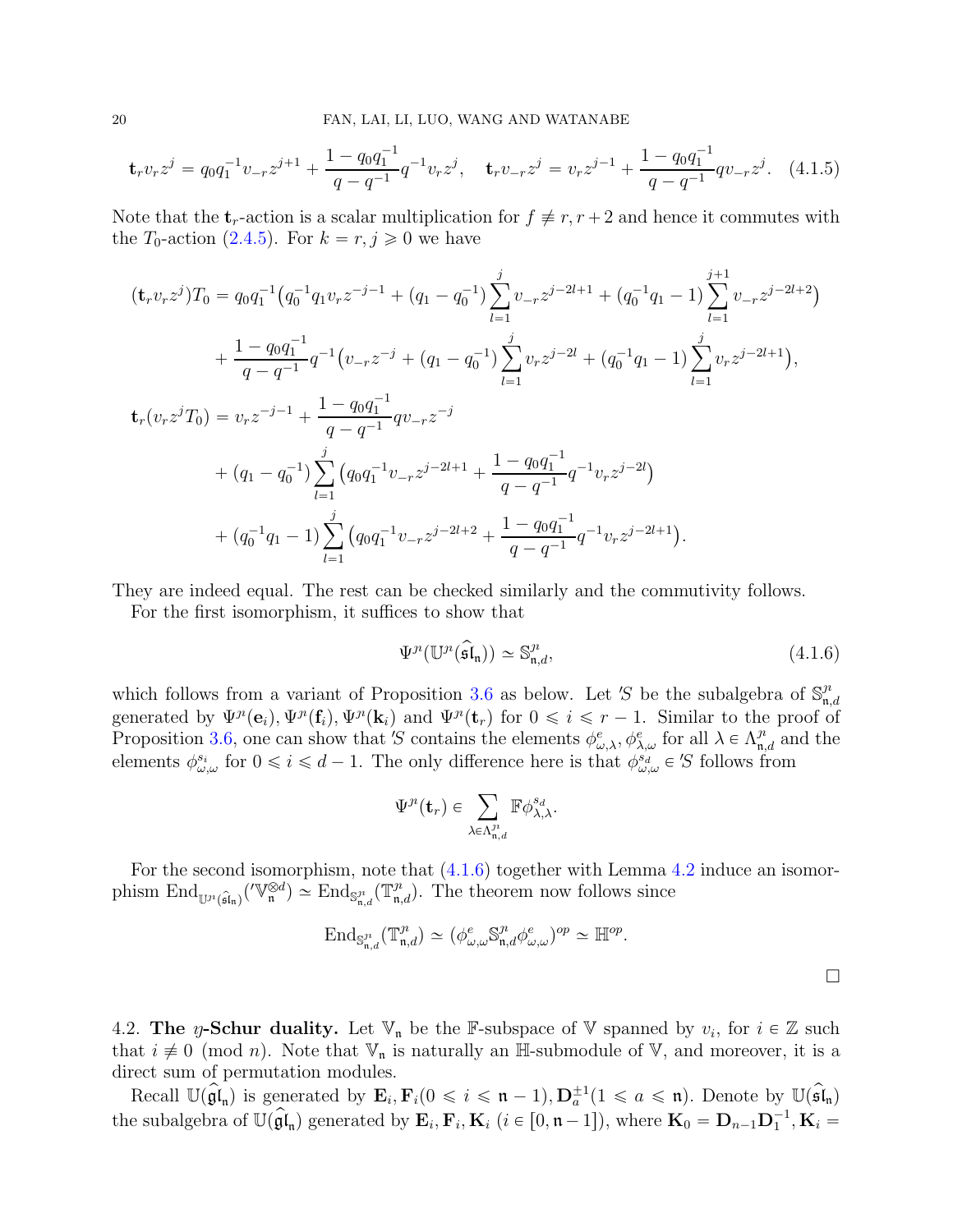$$\mathbf{t}_r v_r z^j = q_0 q_1^{-1} v_{-r} z^{j+1} + \frac{1-q_0q_1^{-1}}{q-q^{-1}} q^{-1} v_r z^j, \quad \mathbf{t}_r v_{-r} z^j = v_r z^{j-1} + \frac{1-q_0q_1^{-1}}{q-q^{-1}} q v_{-r} z^j. \quad (4.1.5)$$

Note that the $\mathbf{t}_r$-action is a scalar multiplication for $f \not\equiv r, r+2$ and hence it commutes with the $T_0$-action (2.4.5). For $k = r, j \geqslant 0$ we have

$$\begin{aligned}
(\mathbf{t}_r v_r z^j) T_0 &= q_0 q_1^{-1} \big( q_0^{-1} q_1 v_r z^{-j-1} + (q_1 - q_0^{-1}) \sum_{l=1}^{j} v_{-r} z^{j-2l+1} + (q_0^{-1} q_1 - 1) \sum_{l=1}^{j+1} v_{-r} z^{j-2l+2} \big) \\
&\quad + \frac{1-q_0q_1^{-1}}{q-q^{-1}} q^{-1} \big( v_{-r} z^{-j} + (q_1 - q_0^{-1}) \sum_{l=1}^{j} v_r z^{j-2l} + (q_0^{-1} q_1 - 1) \sum_{l=1}^{j} v_r z^{j-2l+1} \big), \\
\mathbf{t}_r (v_r z^j T_0) &= v_r z^{-j-1} + \frac{1-q_0q_1^{-1}}{q-q^{-1}} q v_{-r} z^{-j} \\
&\quad + (q_1 - q_0^{-1}) \sum_{l=1}^{j} \big( q_0 q_1^{-1} v_{-r} z^{j-2l+1} + \frac{1-q_0q_1^{-1}}{q-q^{-1}} q^{-1} v_r z^{j-2l} \big) \\
&\quad + (q_0^{-1} q_1 - 1) \sum_{l=1}^{j} \big( q_0 q_1^{-1} v_{-r} z^{j-2l+2} + \frac{1-q_0q_1^{-1}}{q-q^{-1}} q^{-1} v_r z^{j-2l+1} \big).
\end{aligned}$$

They are indeed equal. The rest can be checked similarly and the commutivity follows.

For the first isomorphism, it suffices to show that

$$\Psi^{\jmath}(\mathbb{U}^{\jmath}(\widehat{\mathfrak{sl}}_{\mathfrak{n}})) \simeq \mathbb{S}^{\jmath}_{\mathfrak{n},d}, \quad (4.1.6)$$

which follows from a variant of Proposition 3.6 as below. Let $'S$ be the subalgebra of $\mathbb{S}^{\jmath}_{\mathfrak{n},d}$ generated by $\Psi^{\jmath}(\mathbf{e}_i), \Psi^{\jmath}(\mathbf{f}_i), \Psi^{\jmath}(\mathbf{k}_i)$ and $\Psi^{\jmath}(\mathbf{t}_r)$ for $0 \leqslant i \leqslant r-1$. Similar to the proof of Proposition 3.6, one can show that $'S$ contains the elements $\phi^e_{\omega,\lambda}, \phi^e_{\lambda,\omega}$ for all $\lambda \in \Lambda^{\jmath}_{\mathfrak{n},d}$ and the elements $\phi^{s_i}_{\omega,\omega}$ for $0 \leqslant i \leqslant d-1$. The only difference here is that $\phi^{s_d}_{\omega,\omega} \in {'S}$ follows from

$$\Psi^{\jmath}(\mathbf{t}_r) \in \sum_{\lambda \in \Lambda^{\jmath}_{\mathfrak{n},d}} \mathbb{F}\phi^{s_d}_{\lambda,\lambda}.$$

For the second isomorphism, note that (4.1.6) together with Lemma 4.2 induce an isomorphism $\mathrm{End}_{\mathbb{U}^{\jmath}(\widehat{\mathfrak{sl}}_{\mathfrak{n}})}({'\mathbb{V}}^{\otimes d}_{\mathfrak{n}}) \simeq \mathrm{End}_{\mathbb{S}^{\jmath}_{\mathfrak{n},d}}(\mathbb{T}^{\jmath}_{\mathfrak{n},d})$. The theorem now follows since

$$\mathrm{End}_{\mathbb{S}^{\jmath}_{\mathfrak{n},d}}(\mathbb{T}^{\jmath}_{\mathfrak{n},d}) \simeq (\phi^e_{\omega,\omega} \mathbb{S}^{\jmath}_{\mathfrak{n},d} \phi^e_{\omega,\omega})^{op} \simeq \mathbb{H}^{op}.$$

□

4.2. **The $\imath$-Schur duality.** Let $\mathbb{V}_{\mathfrak{n}}$ be the $\mathbb{F}$-subspace of $\mathbb{V}$ spanned by $v_i$, for $i \in \mathbb{Z}$ such that $i \not\equiv 0 \pmod n$. Note that $\mathbb{V}_{\mathfrak{n}}$ is naturally an $\mathbb{H}$-submodule of $\mathbb{V}$, and moreover, it is a direct sum of permutation modules.

Recall $\mathbb{U}(\widehat{\mathfrak{gl}}_{\mathfrak{n}})$ is generated by $\mathbf{E}_i, \mathbf{F}_i (0 \leqslant i \leqslant \mathfrak{n}-1), \mathbf{D}^{\pm 1}_a (1 \leqslant a \leqslant \mathfrak{n})$. Denote by $\mathbb{U}(\widehat{\mathfrak{sl}}_{\mathfrak{n}})$ the subalgebra of $\mathbb{U}(\widehat{\mathfrak{gl}}_{\mathfrak{n}})$ generated by $\mathbf{E}_i, \mathbf{F}_i, \mathbf{K}_i$ ($i \in [0, \mathfrak{n}-1]$), where $\mathbf{K}_0 = \mathbf{D}_{n-1}\mathbf{D}_1^{-1}, \mathbf{K}_i =$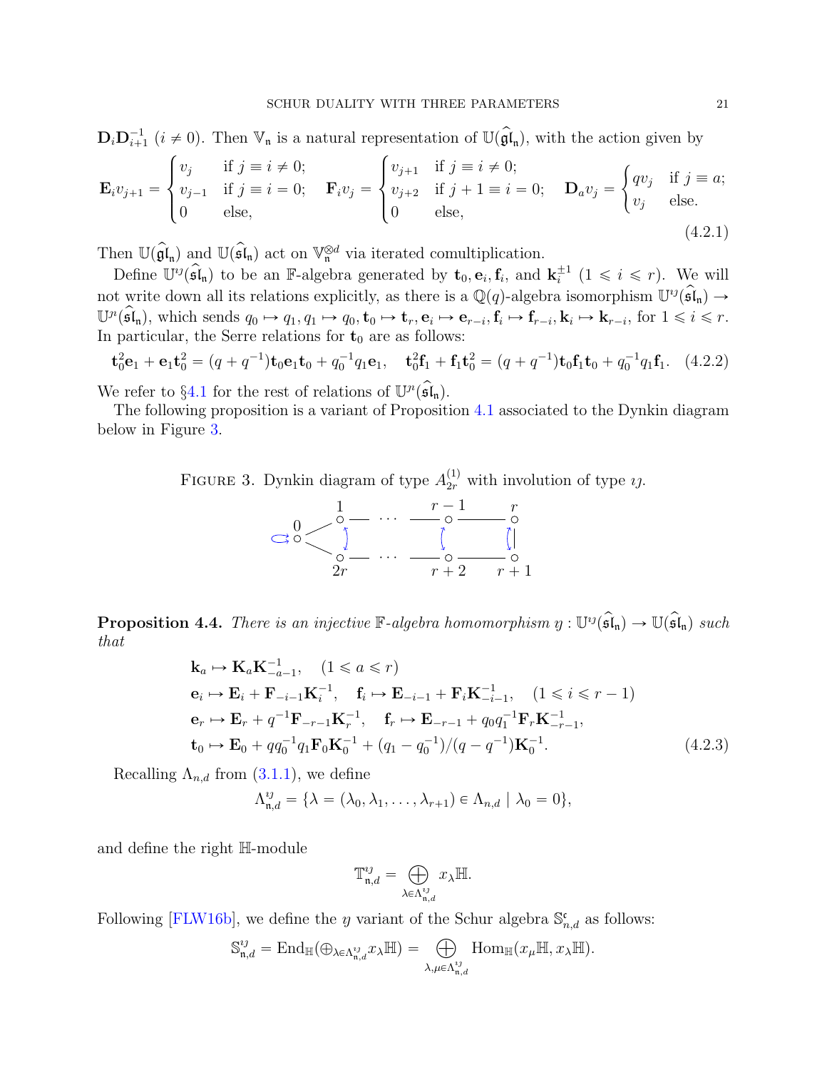$\mathbf{D}_i\mathbf{D}_{i+1}^{-1}$ $(i \neq 0)$. Then $\mathbb{V}_{\mathfrak{n}}$ is a natural representation of $\mathbb{U}(\widehat{\mathfrak{gl}}_{\mathfrak{n}})$, with the action given by

$$
\mathbf{E}_i v_{j+1} = \begin{cases} v_j & \text{if } j \equiv i \neq 0; \\ v_{j-1} & \text{if } j \equiv i = 0; \\ 0 & \text{else,} \end{cases} \quad \mathbf{F}_i v_j = \begin{cases} v_{j+1} & \text{if } j \equiv i \neq 0; \\ v_{j+2} & \text{if } j+1 \equiv i = 0; \\ 0 & \text{else,} \end{cases} \quad \mathbf{D}_a v_j = \begin{cases} q v_j & \text{if } j \equiv a; \\ v_j & \text{else.} \end{cases} \tag{4.2.1}
$$

Then $\mathbb{U}(\widehat{\mathfrak{gl}}_{\mathfrak{n}})$ and $\mathbb{U}(\widehat{\mathfrak{sl}}_{\mathfrak{n}})$ act on $\mathbb{V}_{\mathfrak{n}}^{\otimes d}$ via iterated comultiplication.

Define $\mathbb{U}^{\imath\jmath}(\widehat{\mathfrak{sl}}_{\mathfrak{n}})$ to be an $\mathbb{F}$-algebra generated by $\mathbf{t}_0, \mathbf{e}_i, \mathbf{f}_i$, and $\mathbf{k}_i^{\pm 1}$ $(1 \leqslant i \leqslant r)$. We will not write down all its relations explicitly, as there is a $\mathbb{Q}(q)$-algebra isomorphism $\mathbb{U}^{\imath\jmath}(\widehat{\mathfrak{sl}}_{\mathfrak{n}}) \to \mathbb{U}^{\jmath\imath}(\widehat{\mathfrak{sl}}_{\mathfrak{n}})$, which sends $q_0 \mapsto q_1, q_1 \mapsto q_0, \mathbf{t}_0 \mapsto \mathbf{t}_r, \mathbf{e}_i \mapsto \mathbf{e}_{r-i}, \mathbf{f}_i \mapsto \mathbf{f}_{r-i}, \mathbf{k}_i \mapsto \mathbf{k}_{r-i}$, for $1 \leqslant i \leqslant r$. In particular, the Serre relations for $\mathbf{t}_0$ are as follows:

$$
\mathbf{t}_0^2\mathbf{e}_1 + \mathbf{e}_1\mathbf{t}_0^2 = (q+q^{-1})\mathbf{t}_0\mathbf{e}_1\mathbf{t}_0 + q_0^{-1}q_1\mathbf{e}_1, \quad \mathbf{t}_0^2\mathbf{f}_1 + \mathbf{f}_1\mathbf{t}_0^2 = (q+q^{-1})\mathbf{t}_0\mathbf{f}_1\mathbf{t}_0 + q_0^{-1}q_1\mathbf{f}_1. \tag{4.2.2}
$$

We refer to §4.1 for the rest of relations of $\mathbb{U}^{\jmath\imath}(\widehat{\mathfrak{sl}}_{\mathfrak{n}})$.

The following proposition is a variant of Proposition 4.1 associated to the Dynkin diagram below in Figure 3.

FIGURE 3. Dynkin diagram of type $A_{2r}^{(1)}$ with involution of type $\imath\jmath$.

**Proposition 4.4.** *There is an injective $\mathbb{F}$-algebra homomorphism $\jmath : \mathbb{U}^{\imath\jmath}(\widehat{\mathfrak{sl}}_{\mathfrak{n}}) \to \mathbb{U}(\widehat{\mathfrak{sl}}_{\mathfrak{n}})$ such that*

$$
\begin{aligned}
&\mathbf{k}_a \mapsto \mathbf{K}_a\mathbf{K}_{-a-1}^{-1}, \quad (1 \leqslant a \leqslant r) \\
&\mathbf{e}_i \mapsto \mathbf{E}_i + \mathbf{F}_{-i-1}\mathbf{K}_i^{-1}, \quad \mathbf{f}_i \mapsto \mathbf{E}_{-i-1} + \mathbf{F}_i\mathbf{K}_{-i-1}^{-1}, \quad (1 \leqslant i \leqslant r-1) \\
&\mathbf{e}_r \mapsto \mathbf{E}_r + q^{-1}\mathbf{F}_{-r-1}\mathbf{K}_r^{-1}, \quad \mathbf{f}_r \mapsto \mathbf{E}_{-r-1} + q_0q_1^{-1}\mathbf{F}_r\mathbf{K}_{-r-1}^{-1}, \\
&\mathbf{t}_0 \mapsto \mathbf{E}_0 + qq_0^{-1}q_1\mathbf{F}_0\mathbf{K}_0^{-1} + (q_1 - q_0^{-1})/(q-q^{-1})\mathbf{K}_0^{-1}.
\end{aligned} \tag{4.2.3}
$$

Recalling $\Lambda_{n,d}$ from (3.1.1), we define

$$
\Lambda_{\mathfrak{n},d}^{\imath\jmath} = \{\lambda = (\lambda_0, \lambda_1, \ldots, \lambda_{r+1}) \in \Lambda_{n,d} \mid \lambda_0 = 0\},
$$

and define the right $\mathbb{H}$-module

$$
\mathbb{T}_{\mathfrak{n},d}^{\imath\jmath} = \bigoplus_{\lambda \in \Lambda_{\mathfrak{n},d}^{\imath\jmath}} x_\lambda \mathbb{H}.
$$

Following [FLW16b], we define the $\jmath$ variant of the Schur algebra $\mathbb{S}_{n,d}^{\mathfrak{c}}$ as follows:

$$
\mathbb{S}_{\mathfrak{n},d}^{\imath\jmath} = \mathrm{End}_{\mathbb{H}}(\oplus_{\lambda \in \Lambda_{\mathfrak{n},d}^{\imath\jmath}} x_\lambda \mathbb{H}) = \bigoplus_{\lambda,\mu \in \Lambda_{\mathfrak{n},d}^{\imath\jmath}} \mathrm{Hom}_{\mathbb{H}}(x_\mu \mathbb{H}, x_\lambda \mathbb{H}).
$$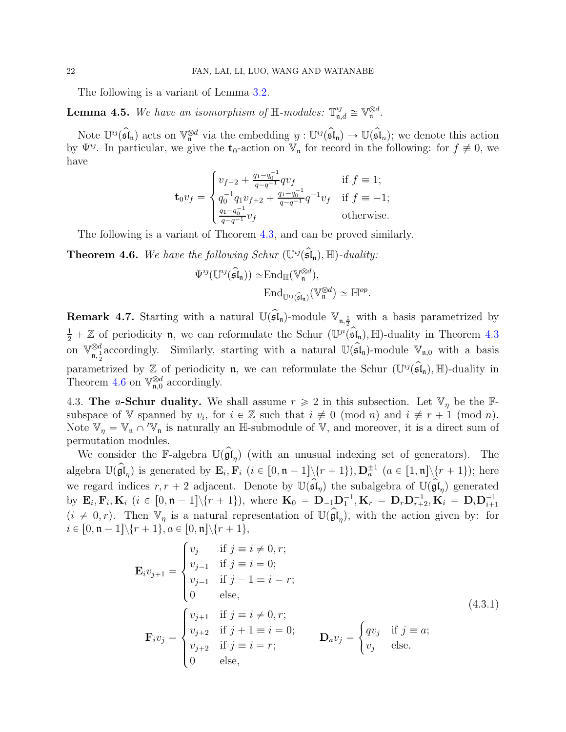The following is a variant of Lemma 3.2.

**Lemma 4.5.** *We have an isomorphism of $\mathbb{H}$-modules: $\mathbb{T}^{\imath\jmath}_{\mathfrak{n},d} \cong \mathbb{V}_{\mathfrak{n}}^{\otimes d}$.*

Note $\mathbb{U}^{\imath\jmath}(\widehat{\mathfrak{sl}}_{\mathfrak{n}})$ acts on $\mathbb{V}_{\mathfrak{n}}^{\otimes d}$ via the embedding $\jmath : \mathbb{U}^{\imath\jmath}(\widehat{\mathfrak{sl}}_{\mathfrak{n}}) \to \mathbb{U}(\widehat{\mathfrak{sl}}_{n})$; we denote this action by $\Psi^{\imath\jmath}$. In particular, we give the $\mathbf{t}_0$-action on $\mathbb{V}_{\mathfrak{n}}$ for record in the following: for $f \not\equiv 0$, we have

$$\mathbf{t}_0 v_f = \begin{cases} v_{f-2} + \frac{q_1 - q_0^{-1}}{q - q^{-1}} q v_f & \text{if } f \equiv 1; \\ q_0^{-1} q_1 v_{f+2} + \frac{q_1 - q_0^{-1}}{q-q^{-1}} q^{-1} v_f & \text{if } f \equiv -1; \\ \frac{q_1 - q_0^{-1}}{q - q^{-1}} v_f & \text{otherwise.} \end{cases}$$

The following is a variant of Theorem 4.3, and can be proved similarly.

**Theorem 4.6.** *We have the following Schur $(\mathbb{U}^{\imath\jmath}(\widehat{\mathfrak{sl}}_{\mathfrak{n}}), \mathbb{H})$-duality:*

$$\Psi^{\imath\jmath}(\mathbb{U}^{\imath\jmath}(\widehat{\mathfrak{sl}}_{\mathfrak{n}})) \simeq \mathrm{End}_{\mathbb{H}}(\mathbb{V}_{\mathfrak{n}}^{\otimes d}),$$
$$\mathrm{End}_{\mathbb{U}^{\imath\jmath}(\widehat{\mathfrak{sl}}_{\mathfrak{n}})}(\mathbb{V}_{\mathfrak{n}}^{\otimes d}) \simeq \mathbb{H}^{op}.$$

**Remark 4.7.** Starting with a natural $\mathbb{U}(\widehat{\mathfrak{sl}}_{\mathfrak{n}})$-module $\mathbb{V}_{\mathfrak{n},\frac{1}{2}}$ with a basis parametrized by $\frac{1}{2} + \mathbb{Z}$ of periodicity $\mathfrak{n}$, we can reformulate the Schur $(\mathbb{U}^{\jmath\imath}(\widehat{\mathfrak{sl}}_{\mathfrak{n}}), \mathbb{H})$-duality in Theorem 4.3 on $\mathbb{V}_{\mathfrak{n},\frac{1}{2}}^{\otimes d}$ accordingly. Similarly, starting with a natural $\mathbb{U}(\widehat{\mathfrak{sl}}_{\mathfrak{n}})$-module $\mathbb{V}_{\mathfrak{n},0}$ with a basis parametrized by $\mathbb{Z}$ of periodicity $\mathfrak{n}$, we can reformulate the Schur $(\mathbb{U}^{\imath\jmath}(\widehat{\mathfrak{sl}}_{\mathfrak{n}}), \mathbb{H})$-duality in Theorem 4.6 on $\mathbb{V}_{\mathfrak{n},0}^{\otimes d}$ accordingly.

4.3. **The $\eta$-Schur duality.** We shall assume $r \geqslant 2$ in this subsection. Let $\mathbb{V}_\eta$ be the $\mathbb{F}$-subspace of $\mathbb{V}$ spanned by $v_i$, for $i \in \mathbb{Z}$ such that $i \not\equiv 0 \pmod n$ and $i \not\equiv r+1 \pmod n$. Note $\mathbb{V}_\eta = \mathbb{V}_{\mathfrak{n}} \cap {}'\mathbb{V}_{\mathfrak{n}}$ is naturally an $\mathbb{H}$-submodule of $\mathbb{V}$, and moreover, it is a direct sum of permutation modules.

We consider the $\mathbb{F}$-algebra $\mathbb{U}(\widehat{\mathfrak{gl}}_\eta)$ (with an unusual indexing set of generators). The algebra $\mathbb{U}(\widehat{\mathfrak{gl}}_\eta)$ is generated by $\mathbf{E}_i, \mathbf{F}_i$ $(i \in [0, \mathfrak{n}-1] \backslash \{r+1\}), \mathbf{D}_a^{\pm 1}$ $(a \in [1, \mathfrak{n}] \backslash \{r+1\})$; here we regard indices $r, r+2$ adjacent. Denote by $\mathbb{U}(\widehat{\mathfrak{sl}}_\eta)$ the subalgebra of $\mathbb{U}(\widehat{\mathfrak{gl}}_\eta)$ generated by $\mathbf{E}_i, \mathbf{F}_i, \mathbf{K}_i$ $(i \in [0, \mathfrak{n}-1] \backslash \{r+1\})$, where $\mathbf{K}_0 = \mathbf{D}_{-1}\mathbf{D}_1^{-1}, \mathbf{K}_r = \mathbf{D}_r \mathbf{D}_{r+2}^{-1}, \mathbf{K}_i = \mathbf{D}_i \mathbf{D}_{i+1}^{-1}$ $(i \neq 0, r)$. Then $\mathbb{V}_\eta$ is a natural representation of $\mathbb{U}(\widehat{\mathfrak{gl}}_\eta)$, with the action given by: for $i \in [0, \mathfrak{n}-1] \backslash \{r+1\}, a \in [0, \mathfrak{n}] \backslash \{r+1\}$,

$$\mathbf{E}_i v_{j+1} = \begin{cases} v_j & \text{if } j \equiv i \neq 0, r; \\ v_{j-1} & \text{if } j \equiv i = 0; \\ v_{j-1} & \text{if } j - 1 \equiv i = r; \\ 0 & \text{else,} \end{cases}$$
$$\mathbf{F}_i v_j = \begin{cases} v_{j+1} & \text{if } j \equiv i \neq 0, r; \\ v_{j+2} & \text{if } j+1 \equiv i = 0; \\ v_{j+2} & \text{if } j \equiv i = r; \\ 0 & \text{else,} \end{cases} \qquad \mathbf{D}_a v_j = \begin{cases} q v_j & \text{if } j \equiv a; \\ v_j & \text{else.} \end{cases} \tag{4.3.1}$$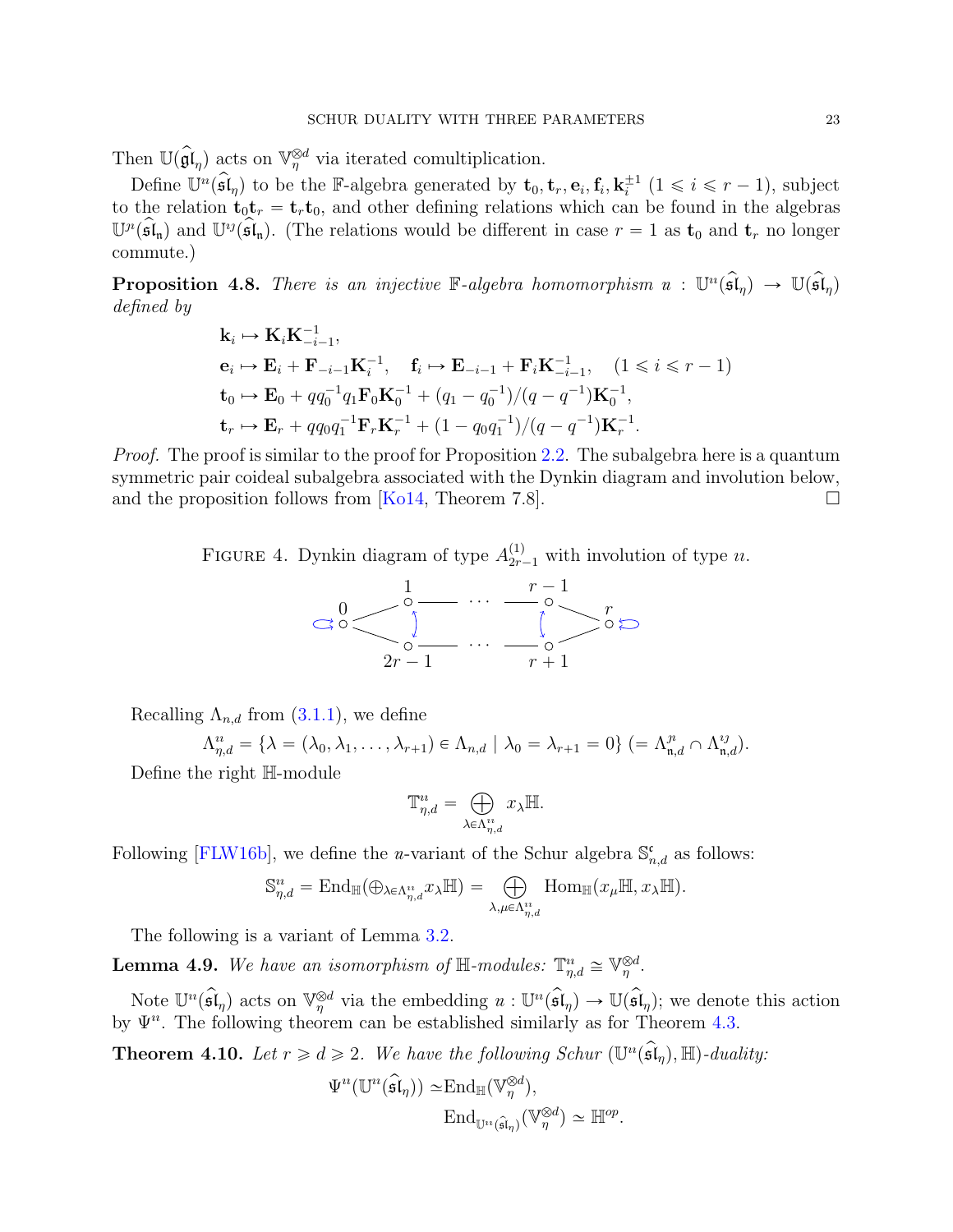Then $\mathbb{U}(\widehat{\mathfrak{gl}}_\eta)$ acts on $\mathbb{V}_\eta^{\otimes d}$ via iterated comultiplication.

Define $\mathbb{U}^{\imath\imath}(\widehat{\mathfrak{sl}}_\eta)$ to be the $\mathbb{F}$-algebra generated by $\mathbf{t}_0, \mathbf{t}_r, \mathbf{e}_i, \mathbf{f}_i, \mathbf{k}_i^{\pm 1}$ $(1 \leqslant i \leqslant r-1)$, subject to the relation $\mathbf{t}_0\mathbf{t}_r = \mathbf{t}_r\mathbf{t}_0$, and other defining relations which can be found in the algebras $\mathbb{U}^{\jmath\imath}(\widehat{\mathfrak{sl}}_\mathfrak{n})$ and $\mathbb{U}^{\imath\jmath}(\widehat{\mathfrak{sl}}_\mathfrak{n})$. (The relations would be different in case $r = 1$ as $\mathbf{t}_0$ and $\mathbf{t}_r$ no longer commute.)

**Proposition 4.8.** *There is an injective $\mathbb{F}$-algebra homomorphism $\imath\imath : \mathbb{U}^{\imath\imath}(\widehat{\mathfrak{sl}}_\eta) \to \mathbb{U}(\widehat{\mathfrak{sl}}_\eta)$ defined by*

$$
\begin{aligned}
&\mathbf{k}_i \mapsto \mathbf{K}_i\mathbf{K}_{-i-1}^{-1},\\
&\mathbf{e}_i \mapsto \mathbf{E}_i + \mathbf{F}_{-i-1}\mathbf{K}_i^{-1}, \quad \mathbf{f}_i \mapsto \mathbf{E}_{-i-1} + \mathbf{F}_i\mathbf{K}_{-i-1}^{-1}, \quad (1 \leqslant i \leqslant r-1)\\
&\mathbf{t}_0 \mapsto \mathbf{E}_0 + qq_0^{-1}q_1\mathbf{F}_0\mathbf{K}_0^{-1} + (q_1 - q_0^{-1})/(q - q^{-1})\mathbf{K}_0^{-1},\\
&\mathbf{t}_r \mapsto \mathbf{E}_r + qq_0q_1^{-1}\mathbf{F}_r\mathbf{K}_r^{-1} + (1 - q_0q_1^{-1})/(q - q^{-1})\mathbf{K}_r^{-1}.
\end{aligned}
$$

*Proof.* The proof is similar to the proof for Proposition 2.2. The subalgebra here is a quantum symmetric pair coideal subalgebra associated with the Dynkin diagram and involution below, and the proposition follows from [Ko14, Theorem 7.8]. $\square$

FIGURE 4. Dynkin diagram of type $A_{2r-1}^{(1)}$ with involution of type $\imath\imath$.

Recalling $\Lambda_{n,d}$ from (3.1.1), we define

$$\Lambda_{\eta,d}^{\imath\imath} = \{\lambda = (\lambda_0, \lambda_1, \ldots, \lambda_{r+1}) \in \Lambda_{n,d} \mid \lambda_0 = \lambda_{r+1} = 0\} \ (= \Lambda_{\mathfrak{n},d}^{\jmath\imath} \cap \Lambda_{\mathfrak{n},d}^{\imath\jmath}).$$

Define the right $\mathbb{H}$-module

$$\mathbb{T}_{\eta,d}^{\imath\imath} = \bigoplus_{\lambda \in \Lambda_{\eta,d}^{\imath\imath}} x_\lambda\mathbb{H}.$$

Following [FLW16b], we define the $\imath\imath$-variant of the Schur algebra $\mathbb{S}_{n,d}^{\mathfrak{c}}$ as follows:

$$\mathbb{S}_{\eta,d}^{\imath\imath} = \mathrm{End}_{\mathbb{H}}(\oplus_{\lambda \in \Lambda_{\eta,d}^{\imath\imath}} x_\lambda\mathbb{H}) = \bigoplus_{\lambda,\mu \in \Lambda_{\eta,d}^{\imath\imath}} \mathrm{Hom}_{\mathbb{H}}(x_\mu\mathbb{H}, x_\lambda\mathbb{H}).$$

The following is a variant of Lemma 3.2.

**Lemma 4.9.** *We have an isomorphism of $\mathbb{H}$-modules: $\mathbb{T}_{\eta,d}^{\imath\imath} \cong \mathbb{V}_\eta^{\otimes d}$.*

Note $\mathbb{U}^{\imath\imath}(\widehat{\mathfrak{sl}}_\eta)$ acts on $\mathbb{V}_\eta^{\otimes d}$ via the embedding $\imath\imath : \mathbb{U}^{\imath\imath}(\widehat{\mathfrak{sl}}_\eta) \to \mathbb{U}(\widehat{\mathfrak{sl}}_\eta)$; we denote this action by $\Psi^{\imath\imath}$. The following theorem can be established similarly as for Theorem 4.3.

**Theorem 4.10.** *Let $r \geqslant d \geqslant 2$. We have the following Schur $(\mathbb{U}^{\imath\imath}(\widehat{\mathfrak{sl}}_\eta), \mathbb{H})$-duality:*

$$
\begin{aligned}
\Psi^{\imath\imath}(\mathbb{U}^{\imath\imath}(\widehat{\mathfrak{sl}}_\eta)) \simeq& \,\mathrm{End}_{\mathbb{H}}(\mathbb{V}_\eta^{\otimes d}),\\
&\mathrm{End}_{\mathbb{U}^{\imath\imath}(\widehat{\mathfrak{sl}}_\eta)}(\mathbb{V}_\eta^{\otimes d}) \simeq \mathbb{H}^{op}.
\end{aligned}
$$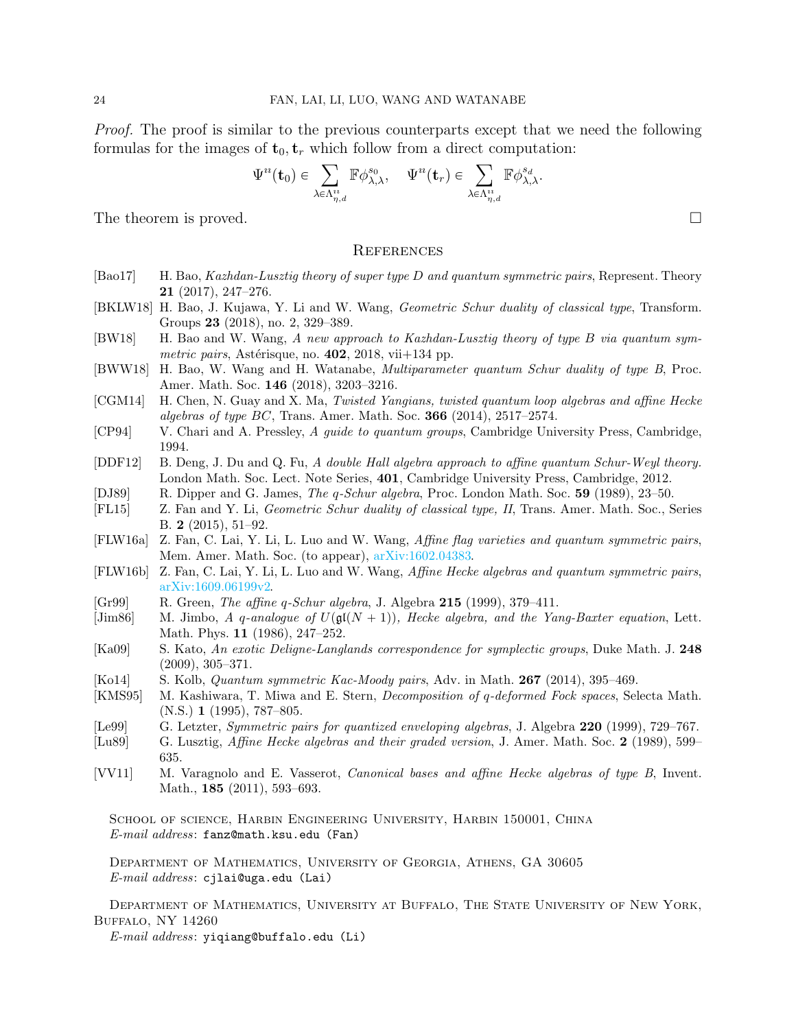*Proof.* The proof is similar to the previous counterparts except that we need the following formulas for the images of $\mathbf{t}_0, \mathbf{t}_r$ which follow from a direct computation:

$$\Psi^n(\mathbf{t}_0) \in \sum_{\lambda \in \Lambda^n_{\eta,d}} \mathbb{F}\phi^{s_0}_{\lambda,\lambda}, \quad \Psi^n(\mathbf{t}_r) \in \sum_{\lambda \in \Lambda^n_{\eta,d}} \mathbb{F}\phi^{s_d}_{\lambda,\lambda}.$$

The theorem is proved. □

## References

[Bao17] H. Bao, *Kazhdan-Lusztig theory of super type D and quantum symmetric pairs*, Represent. Theory **21** (2017), 247–276.

[BKLW18] H. Bao, J. Kujawa, Y. Li and W. Wang, *Geometric Schur duality of classical type*, Transform. Groups **23** (2018), no. 2, 329–389.

[BW18] H. Bao and W. Wang, *A new approach to Kazhdan-Lusztig theory of type B via quantum symmetric pairs*, Astérisque, no. **402**, 2018, vii+134 pp.

[BWW18] H. Bao, W. Wang and H. Watanabe, *Multiparameter quantum Schur duality of type B*, Proc. Amer. Math. Soc. **146** (2018), 3203–3216.

[CGM14] H. Chen, N. Guay and X. Ma, *Twisted Yangians, twisted quantum loop algebras and affine Hecke algebras of type BC*, Trans. Amer. Math. Soc. **366** (2014), 2517–2574.

[CP94] V. Chari and A. Pressley, *A guide to quantum groups*, Cambridge University Press, Cambridge, 1994.

[DDF12] B. Deng, J. Du and Q. Fu, *A double Hall algebra approach to affine quantum Schur-Weyl theory.* London Math. Soc. Lect. Note Series, **401**, Cambridge University Press, Cambridge, 2012.

[DJ89] R. Dipper and G. James, *The q-Schur algebra*, Proc. London Math. Soc. **59** (1989), 23–50.

[FL15] Z. Fan and Y. Li, *Geometric Schur duality of classical type, II*, Trans. Amer. Math. Soc., Series B. **2** (2015), 51–92.

[FLW16a] Z. Fan, C. Lai, Y. Li, L. Luo and W. Wang, *Affine flag varieties and quantum symmetric pairs*, Mem. Amer. Math. Soc. (to appear), arXiv:1602.04383.

[FLW16b] Z. Fan, C. Lai, Y. Li, L. Luo and W. Wang, *Affine Hecke algebras and quantum symmetric pairs*, arXiv:1609.06199v2.

[Gr99] R. Green, *The affine q-Schur algebra*, J. Algebra **215** (1999), 379–411.

[Jim86] M. Jimbo, *A q-analogue of $U(\mathfrak{gl}(N+1))$, Hecke algebra, and the Yang-Baxter equation*, Lett. Math. Phys. **11** (1986), 247–252.

[Ka09] S. Kato, *An exotic Deligne-Langlands correspondence for symplectic groups*, Duke Math. J. **248** (2009), 305–371.

[Ko14] S. Kolb, *Quantum symmetric Kac-Moody pairs*, Adv. in Math. **267** (2014), 395–469.

[KMS95] M. Kashiwara, T. Miwa and E. Stern, *Decomposition of q-deformed Fock spaces*, Selecta Math. (N.S.) **1** (1995), 787–805.

[Le99] G. Letzter, *Symmetric pairs for quantized enveloping algebras*, J. Algebra **220** (1999), 729–767.

[Lu89] G. Lusztig, *Affine Hecke algebras and their graded version*, J. Amer. Math. Soc. **2** (1989), 599–635.

[VV11] M. Varagnolo and E. Vasserot, *Canonical bases and affine Hecke algebras of type B*, Invent. Math., **185** (2011), 593–693.

School of science, Harbin Engineering University, Harbin 150001, China
*E-mail address*: `fanz@math.ksu.edu (Fan)`

Department of Mathematics, University of Georgia, Athens, GA 30605
*E-mail address*: `cjlai@uga.edu (Lai)`

Department of Mathematics, University at Buffalo, The State University of New York, Buffalo, NY 14260
*E-mail address*: `yiqiang@buffalo.edu (Li)`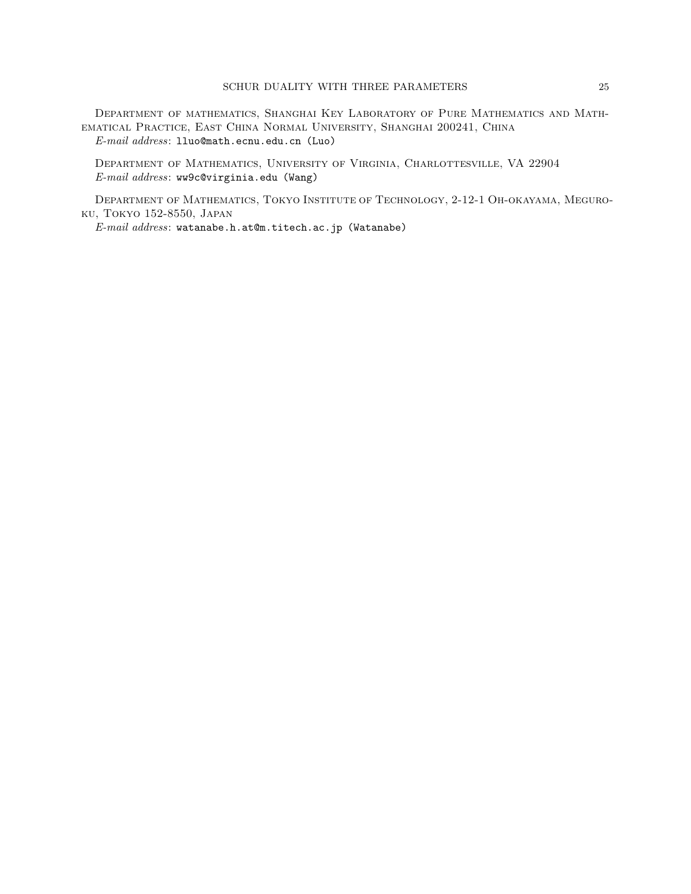Department of mathematics, Shanghai Key Laboratory of Pure Mathematics and Mathematical Practice, East China Normal University, Shanghai 200241, China
*E-mail address*: `lluo@math.ecnu.edu.cn` (Luo)

Department of Mathematics, University of Virginia, Charlottesville, VA 22904
*E-mail address*: `ww9c@virginia.edu` (Wang)

Department of Mathematics, Tokyo Institute of Technology, 2-12-1 Oh-okayama, Meguro-ku, Tokyo 152-8550, Japan
*E-mail address*: `watanabe.h.at@m.titech.ac.jp` (Watanabe)